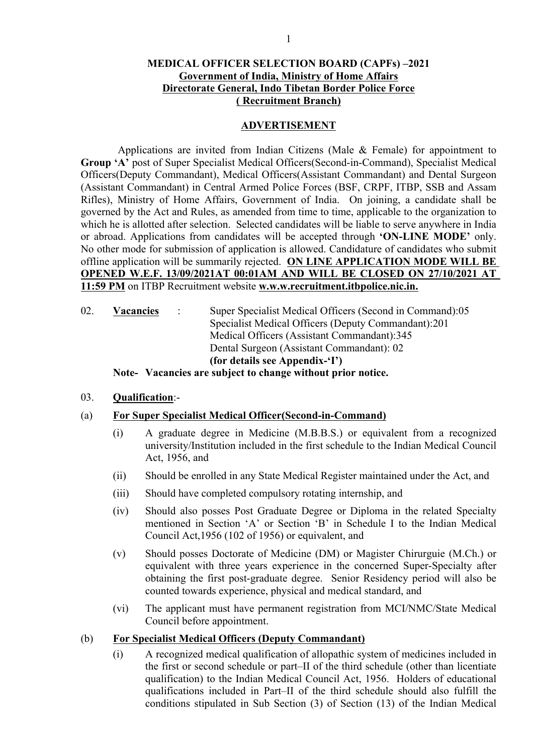**MEDICAL OFFICER SELECTION BOARD (CAPFs) –2021**
**Government of India, Ministry of Home Affairs**
**Directorate General, Indo Tibetan Border Police Force**
**( Recruitment Branch)**

**ADVERTISEMENT**

Applications are invited from Indian Citizens (Male & Female) for appointment to **Group 'A'** post of Super Specialist Medical Officers(Second-in-Command), Specialist Medical Officers(Deputy Commandant), Medical Officers(Assistant Commandant) and Dental Surgeon (Assistant Commandant) in Central Armed Police Forces (BSF, CRPF, ITBP, SSB and Assam Rifles), Ministry of Home Affairs, Government of India. On joining, a candidate shall be governed by the Act and Rules, as amended from time to time, applicable to the organization to which he is allotted after selection. Selected candidates will be liable to serve anywhere in India or abroad. Applications from candidates will be accepted through **'ON-LINE MODE'** only. No other mode for submission of application is allowed. Candidature of candidates who submit offline application will be summarily rejected. **ON LINE APPLICATION MODE WILL BE OPENED W.E.F. 13/09/2021AT 00:01AM AND WILL BE CLOSED ON 27/10/2021 AT 11:59 PM** on ITBP Recruitment website **w.w.w.recruitment.itbpolice.nic.in.**

02. **Vacancies** : Super Specialist Medical Officers (Second in Command):05
Specialist Medical Officers (Deputy Commandant):201
Medical Officers (Assistant Commandant):345
Dental Surgeon (Assistant Commandant): 02
**(for details see Appendix-'I')**

**Note- Vacancies are subject to change without prior notice.**

03. **Qualification**:-

(a) **For Super Specialist Medical Officer(Second-in-Command)**

(i) A graduate degree in Medicine (M.B.B.S.) or equivalent from a recognized university/Institution included in the first schedule to the Indian Medical Council Act, 1956, and

(ii) Should be enrolled in any State Medical Register maintained under the Act, and

(iii) Should have completed compulsory rotating internship, and

(iv) Should also posses Post Graduate Degree or Diploma in the related Specialty mentioned in Section 'A' or Section 'B' in Schedule I to the Indian Medical Council Act,1956 (102 of 1956) or equivalent, and

(v) Should posses Doctorate of Medicine (DM) or Magister Chirurguie (M.Ch.) or equivalent with three years experience in the concerned Super-Specialty after obtaining the first post-graduate degree. Senior Residency period will also be counted towards experience, physical and medical standard, and

(vi) The applicant must have permanent registration from MCI/NMC/State Medical Council before appointment.

(b) **For Specialist Medical Officers (Deputy Commandant)**

(i) A recognized medical qualification of allopathic system of medicines included in the first or second schedule or part–II of the third schedule (other than licentiate qualification) to the Indian Medical Council Act, 1956. Holders of educational qualifications included in Part–II of the third schedule should also fulfill the conditions stipulated in Sub Section (3) of Section (13) of the Indian Medical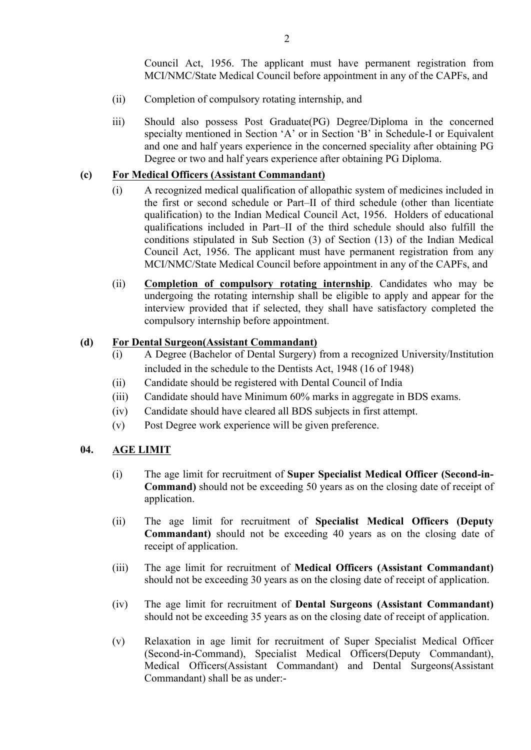Council Act, 1956. The applicant must have permanent registration from MCI/NMC/State Medical Council before appointment in any of the CAPFs, and

(ii) Completion of compulsory rotating internship, and

iii) Should also possess Post Graduate(PG) Degree/Diploma in the concerned specialty mentioned in Section 'A' or in Section 'B' in Schedule-I or Equivalent and one and half years experience in the concerned speciality after obtaining PG Degree or two and half years experience after obtaining PG Diploma.

**(c) For Medical Officers (Assistant Commandant)**

(i) A recognized medical qualification of allopathic system of medicines included in the first or second schedule or Part–II of third schedule (other than licentiate qualification) to the Indian Medical Council Act, 1956. Holders of educational qualifications included in Part–II of the third schedule should also fulfill the conditions stipulated in Sub Section (3) of Section (13) of the Indian Medical Council Act, 1956. The applicant must have permanent registration from any MCI/NMC/State Medical Council before appointment in any of the CAPFs, and

(ii) **Completion of compulsory rotating internship**. Candidates who may be undergoing the rotating internship shall be eligible to apply and appear for the interview provided that if selected, they shall have satisfactory completed the compulsory internship before appointment.

**(d) For Dental Surgeon(Assistant Commandant)**

(i) A Degree (Bachelor of Dental Surgery) from a recognized University/Institution included in the schedule to the Dentists Act, 1948 (16 of 1948)

(ii) Candidate should be registered with Dental Council of India

(iii) Candidate should have Minimum 60% marks in aggregate in BDS exams.

(iv) Candidate should have cleared all BDS subjects in first attempt.

(v) Post Degree work experience will be given preference.

## 04. AGE LIMIT

(i) The age limit for recruitment of **Super Specialist Medical Officer (Second-in-Command)** should not be exceeding 50 years as on the closing date of receipt of application.

(ii) The age limit for recruitment of **Specialist Medical Officers (Deputy Commandant)** should not be exceeding 40 years as on the closing date of receipt of application.

(iii) The age limit for recruitment of **Medical Officers (Assistant Commandant)** should not be exceeding 30 years as on the closing date of receipt of application.

(iv) The age limit for recruitment of **Dental Surgeons (Assistant Commandant)** should not be exceeding 35 years as on the closing date of receipt of application.

(v) Relaxation in age limit for recruitment of Super Specialist Medical Officer (Second-in-Command), Specialist Medical Officers(Deputy Commandant), Medical Officers(Assistant Commandant) and Dental Surgeons(Assistant Commandant) shall be as under:-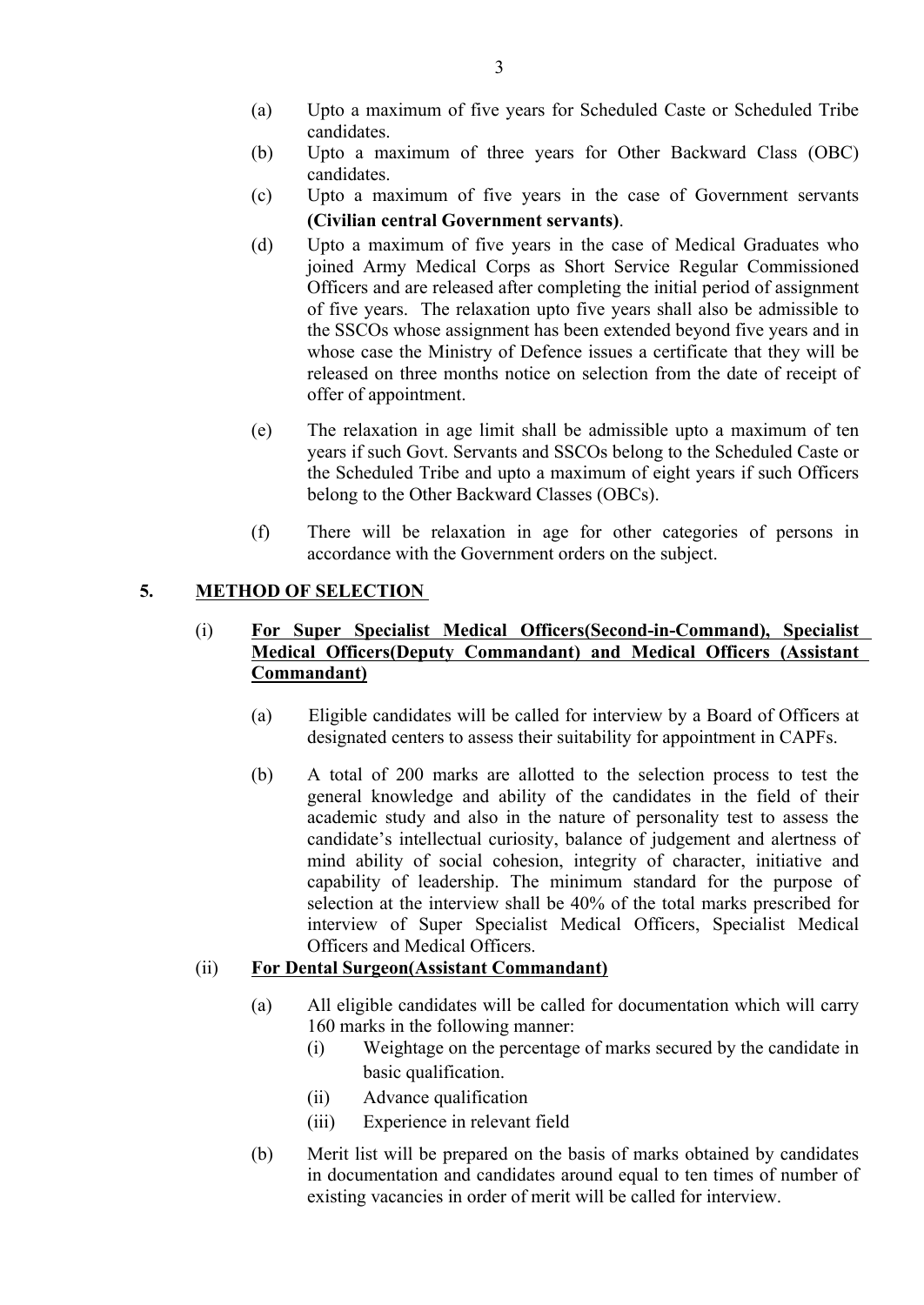(a) Upto a maximum of five years for Scheduled Caste or Scheduled Tribe candidates.

(b) Upto a maximum of three years for Other Backward Class (OBC) candidates.

(c) Upto a maximum of five years in the case of Government servants **(Civilian central Government servants)**.

(d) Upto a maximum of five years in the case of Medical Graduates who joined Army Medical Corps as Short Service Regular Commissioned Officers and are released after completing the initial period of assignment of five years. The relaxation upto five years shall also be admissible to the SSCOs whose assignment has been extended beyond five years and in whose case the Ministry of Defence issues a certificate that they will be released on three months notice on selection from the date of receipt of offer of appointment.

(e) The relaxation in age limit shall be admissible upto a maximum of ten years if such Govt. Servants and SSCOs belong to the Scheduled Caste or the Scheduled Tribe and upto a maximum of eight years if such Officers belong to the Other Backward Classes (OBCs).

(f) There will be relaxation in age for other categories of persons in accordance with the Government orders on the subject.

## 5. METHOD OF SELECTION

### (i) For Super Specialist Medical Officers(Second-in-Command), Specialist Medical Officers(Deputy Commandant) and Medical Officers (Assistant Commandant)

(a) Eligible candidates will be called for interview by a Board of Officers at designated centers to assess their suitability for appointment in CAPFs.

(b) A total of 200 marks are allotted to the selection process to test the general knowledge and ability of the candidates in the field of their academic study and also in the nature of personality test to assess the candidate's intellectual curiosity, balance of judgement and alertness of mind ability of social cohesion, integrity of character, initiative and capability of leadership. The minimum standard for the purpose of selection at the interview shall be 40% of the total marks prescribed for interview of Super Specialist Medical Officers, Specialist Medical Officers and Medical Officers.

### (ii) For Dental Surgeon(Assistant Commandant)

(a) All eligible candidates will be called for documentation which will carry 160 marks in the following manner:

  (i) Weightage on the percentage of marks secured by the candidate in basic qualification.

  (ii) Advance qualification

  (iii) Experience in relevant field

(b) Merit list will be prepared on the basis of marks obtained by candidates in documentation and candidates around equal to ten times of number of existing vacancies in order of merit will be called for interview.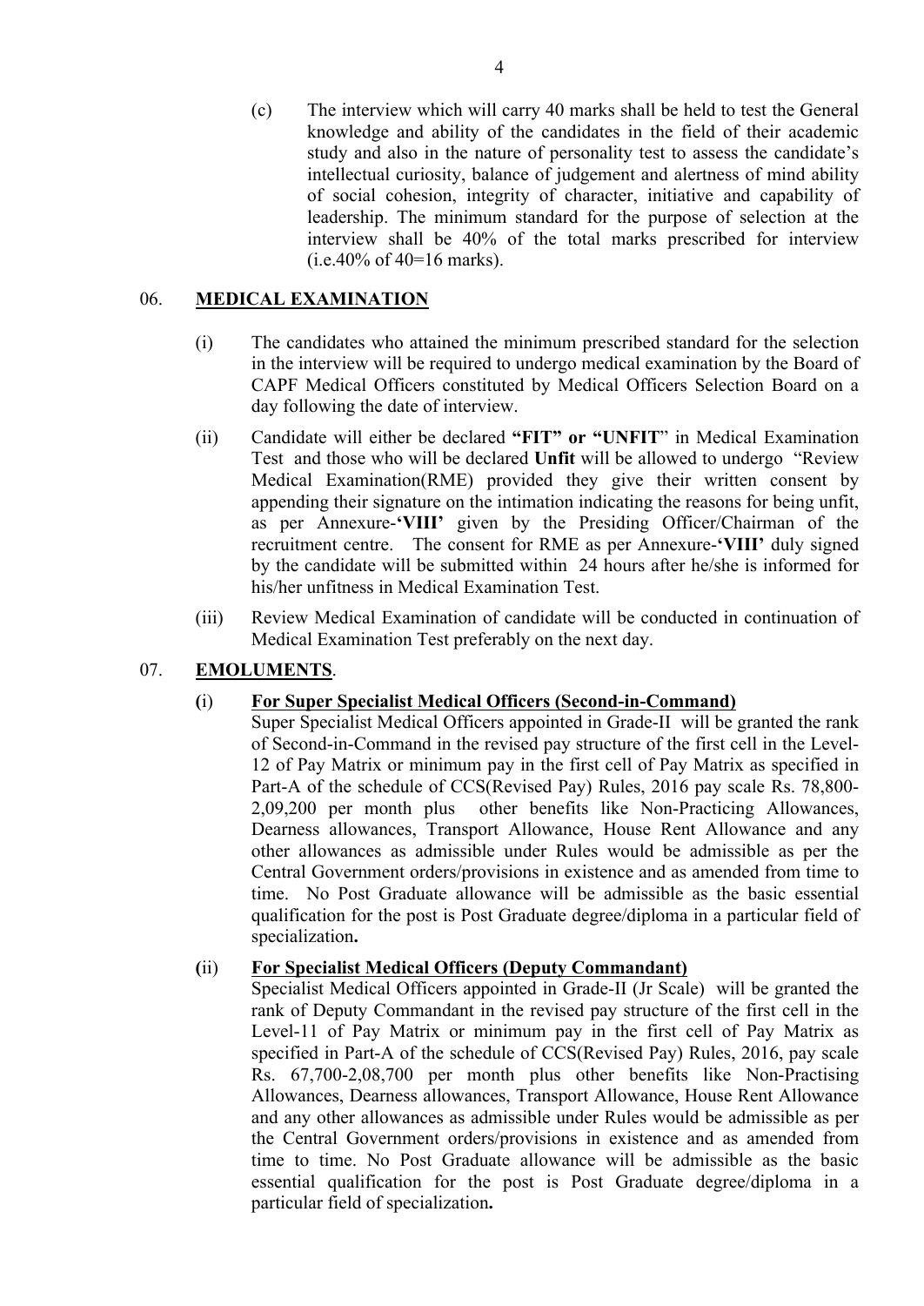(c) The interview which will carry 40 marks shall be held to test the General knowledge and ability of the candidates in the field of their academic study and also in the nature of personality test to assess the candidate's intellectual curiosity, balance of judgement and alertness of mind ability of social cohesion, integrity of character, initiative and capability of leadership. The minimum standard for the purpose of selection at the interview shall be 40% of the total marks prescribed for interview (i.e.40% of 40=16 marks).

## 06. MEDICAL EXAMINATION

(i) The candidates who attained the minimum prescribed standard for the selection in the interview will be required to undergo medical examination by the Board of CAPF Medical Officers constituted by Medical Officers Selection Board on a day following the date of interview.

(ii) Candidate will either be declared **"FIT" or "UNFIT"** in Medical Examination Test and those who will be declared **Unfit** will be allowed to undergo "Review Medical Examination(RME) provided they give their written consent by appending their signature on the intimation indicating the reasons for being unfit, as per Annexure-**'VIII'** given by the Presiding Officer/Chairman of the recruitment centre. The consent for RME as per Annexure-**'VIII'** duly signed by the candidate will be submitted within 24 hours after he/she is informed for his/her unfitness in Medical Examination Test.

(iii) Review Medical Examination of candidate will be conducted in continuation of Medical Examination Test preferably on the next day.

## 07. EMOLUMENTS.

**(i) For Super Specialist Medical Officers (Second-in-Command)**

Super Specialist Medical Officers appointed in Grade-II will be granted the rank of Second-in-Command in the revised pay structure of the first cell in the Level-12 of Pay Matrix or minimum pay in the first cell of Pay Matrix as specified in Part-A of the schedule of CCS(Revised Pay) Rules, 2016 pay scale Rs. 78,800-2,09,200 per month plus other benefits like Non-Practicing Allowances, Dearness allowances, Transport Allowance, House Rent Allowance and any other allowances as admissible under Rules would be admissible as per the Central Government orders/provisions in existence and as amended from time to time. No Post Graduate allowance will be admissible as the basic essential qualification for the post is Post Graduate degree/diploma in a particular field of specialization**.**

**(ii) For Specialist Medical Officers (Deputy Commandant)**

Specialist Medical Officers appointed in Grade-II (Jr Scale) will be granted the rank of Deputy Commandant in the revised pay structure of the first cell in the Level-11 of Pay Matrix or minimum pay in the first cell of Pay Matrix as specified in Part-A of the schedule of CCS(Revised Pay) Rules, 2016, pay scale Rs. 67,700-2,08,700 per month plus other benefits like Non-Practising Allowances, Dearness allowances, Transport Allowance, House Rent Allowance and any other allowances as admissible under Rules would be admissible as per the Central Government orders/provisions in existence and as amended from time to time. No Post Graduate allowance will be admissible as the basic essential qualification for the post is Post Graduate degree/diploma in a particular field of specialization**.**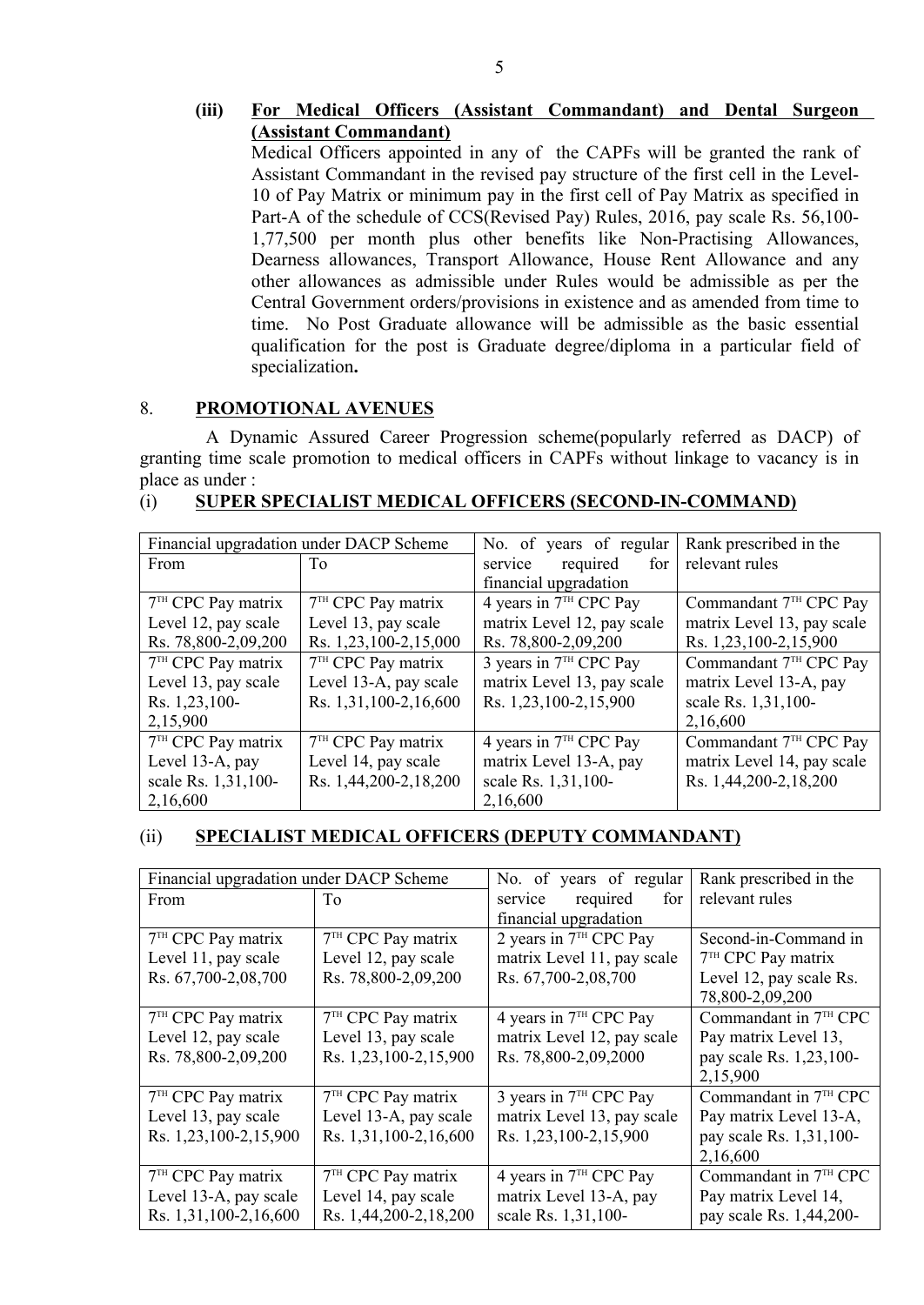**(iii) For Medical Officers (Assistant Commandant) and Dental Surgeon (Assistant Commandant)**

Medical Officers appointed in any of the CAPFs will be granted the rank of Assistant Commandant in the revised pay structure of the first cell in the Level-10 of Pay Matrix or minimum pay in the first cell of Pay Matrix as specified in Part-A of the schedule of CCS(Revised Pay) Rules, 2016, pay scale Rs. 56,100-1,77,500 per month plus other benefits like Non-Practising Allowances, Dearness allowances, Transport Allowance, House Rent Allowance and any other allowances as admissible under Rules would be admissible as per the Central Government orders/provisions in existence and as amended from time to time. No Post Graduate allowance will be admissible as the basic essential qualification for the post is Graduate degree/diploma in a particular field of specialization**.**

## 8. PROMOTIONAL AVENUES

A Dynamic Assured Career Progression scheme(popularly referred as DACP) of granting time scale promotion to medical officers in CAPFs without linkage to vacancy is in place as under :

### (i) SUPER SPECIALIST MEDICAL OFFICERS (SECOND-IN-COMMAND)

| Financial upgradation under DACP Scheme | | No. of years of regular service required for financial upgradation | Rank prescribed in the relevant rules |
|---|---|---|---|
| From | To | | |
| 7TH CPC Pay matrix Level 12, pay scale Rs. 78,800-2,09,200 | 7TH CPC Pay matrix Level 13, pay scale Rs. 1,23,100-2,15,000 | 4 years in 7TH CPC Pay matrix Level 12, pay scale Rs. 78,800-2,09,200 | Commandant 7TH CPC Pay matrix Level 13, pay scale Rs. 1,23,100-2,15,900 |
| 7TH CPC Pay matrix Level 13, pay scale Rs. 1,23,100-2,15,900 | 7TH CPC Pay matrix Level 13-A, pay scale Rs. 1,31,100-2,16,600 | 3 years in 7TH CPC Pay matrix Level 13, pay scale Rs. 1,23,100-2,15,900 | Commandant 7TH CPC Pay matrix Level 13-A, pay scale Rs. 1,31,100-2,16,600 |
| 7TH CPC Pay matrix Level 13-A, pay scale Rs. 1,31,100-2,16,600 | 7TH CPC Pay matrix Level 14, pay scale Rs. 1,44,200-2,18,200 | 4 years in 7TH CPC Pay matrix Level 13-A, pay scale Rs. 1,31,100-2,16,600 | Commandant 7TH CPC Pay matrix Level 14, pay scale Rs. 1,44,200-2,18,200 |

### (ii) SPECIALIST MEDICAL OFFICERS (DEPUTY COMMANDANT)

| Financial upgradation under DACP Scheme | | No. of years of regular service required for financial upgradation | Rank prescribed in the relevant rules |
|---|---|---|---|
| From | To | | |
| 7TH CPC Pay matrix Level 11, pay scale Rs. 67,700-2,08,700 | 7TH CPC Pay matrix Level 12, pay scale Rs. 78,800-2,09,200 | 2 years in 7TH CPC Pay matrix Level 11, pay scale Rs. 67,700-2,08,700 | Second-in-Command in 7TH CPC Pay matrix Level 12, pay scale Rs. 78,800-2,09,200 |
| 7TH CPC Pay matrix Level 12, pay scale Rs. 78,800-2,09,200 | 7TH CPC Pay matrix Level 13, pay scale Rs. 1,23,100-2,15,900 | 4 years in 7TH CPC Pay matrix Level 12, pay scale Rs. 78,800-2,09,2000 | Commandant in 7TH CPC Pay matrix Level 13, pay scale Rs. 1,23,100-2,15,900 |
| 7TH CPC Pay matrix Level 13, pay scale Rs. 1,23,100-2,15,900 | 7TH CPC Pay matrix Level 13-A, pay scale Rs. 1,31,100-2,16,600 | 3 years in 7TH CPC Pay matrix Level 13, pay scale Rs. 1,23,100-2,15,900 | Commandant in 7TH CPC Pay matrix Level 13-A, pay scale Rs. 1,31,100-2,16,600 |
| 7TH CPC Pay matrix Level 13-A, pay scale Rs. 1,31,100-2,16,600 | 7TH CPC Pay matrix Level 14, pay scale Rs. 1,44,200-2,18,200 | 4 years in 7TH CPC Pay matrix Level 13-A, pay scale Rs. 1,31,100- | Commandant in 7TH CPC Pay matrix Level 14, pay scale Rs. 1,44,200- |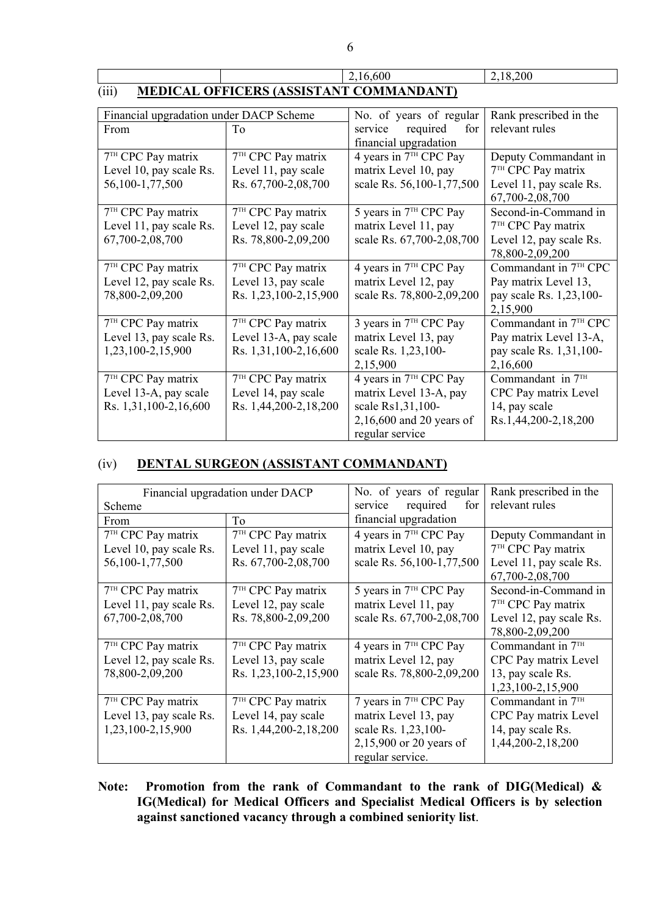| | | | |
|---|---|---|---|
| | | 2,16,600 | 2,18,200 |

(iii) **MEDICAL OFFICERS (ASSISTANT COMMANDANT)**

| Financial upgradation under DACP Scheme | | No. of years of regular service required for financial upgradation | Rank prescribed in the relevant rules |
|---|---|---|---|
| From | To | | |
| 7TH CPC Pay matrix Level 10, pay scale Rs. 56,100-1,77,500 | 7TH CPC Pay matrix Level 11, pay scale Rs. 67,700-2,08,700 | 4 years in 7TH CPC Pay matrix Level 10, pay scale Rs. 56,100-1,77,500 | Deputy Commandant in 7TH CPC Pay matrix Level 11, pay scale Rs. 67,700-2,08,700 |
| 7TH CPC Pay matrix Level 11, pay scale Rs. 67,700-2,08,700 | 7TH CPC Pay matrix Level 12, pay scale Rs. 78,800-2,09,200 | 5 years in 7TH CPC Pay matrix Level 11, pay scale Rs. 67,700-2,08,700 | Second-in-Command in 7TH CPC Pay matrix Level 12, pay scale Rs. 78,800-2,09,200 |
| 7TH CPC Pay matrix Level 12, pay scale Rs. 78,800-2,09,200 | 7TH CPC Pay matrix Level 13, pay scale Rs. 1,23,100-2,15,900 | 4 years in 7TH CPC Pay matrix Level 12, pay scale Rs. 78,800-2,09,200 | Commandant in 7TH CPC Pay matrix Level 13, pay scale Rs. 1,23,100-2,15,900 |
| 7TH CPC Pay matrix Level 13, pay scale Rs. 1,23,100-2,15,900 | 7TH CPC Pay matrix Level 13-A, pay scale Rs. 1,31,100-2,16,600 | 3 years in 7TH CPC Pay matrix Level 13, pay scale Rs. 1,23,100-2,15,900 | Commandant in 7TH CPC Pay matrix Level 13-A, pay scale Rs. 1,31,100-2,16,600 |
| 7TH CPC Pay matrix Level 13-A, pay scale Rs. 1,31,100-2,16,600 | 7TH CPC Pay matrix Level 14, pay scale Rs. 1,44,200-2,18,200 | 4 years in 7TH CPC Pay matrix Level 13-A, pay scale Rs1,31,100-2,16,600 and 20 years of regular service | Commandant in 7TH CPC Pay matrix Level 14, pay scale Rs.1,44,200-2,18,200 |

(iv) **DENTAL SURGEON (ASSISTANT COMMANDANT)**

| Financial upgradation under DACP Scheme | | No. of years of regular service required for financial upgradation | Rank prescribed in the relevant rules |
|---|---|---|---|
| From | To | | |
| 7TH CPC Pay matrix Level 10, pay scale Rs. 56,100-1,77,500 | 7TH CPC Pay matrix Level 11, pay scale Rs. 67,700-2,08,700 | 4 years in 7TH CPC Pay matrix Level 10, pay scale Rs. 56,100-1,77,500 | Deputy Commandant in 7TH CPC Pay matrix Level 11, pay scale Rs. 67,700-2,08,700 |
| 7TH CPC Pay matrix Level 11, pay scale Rs. 67,700-2,08,700 | 7TH CPC Pay matrix Level 12, pay scale Rs. 78,800-2,09,200 | 5 years in 7TH CPC Pay matrix Level 11, pay scale Rs. 67,700-2,08,700 | Second-in-Command in 7TH CPC Pay matrix Level 12, pay scale Rs. 78,800-2,09,200 |
| 7TH CPC Pay matrix Level 12, pay scale Rs. 78,800-2,09,200 | 7TH CPC Pay matrix Level 13, pay scale Rs. 1,23,100-2,15,900 | 4 years in 7TH CPC Pay matrix Level 12, pay scale Rs. 78,800-2,09,200 | Commandant in 7TH CPC Pay matrix Level 13, pay scale Rs. 1,23,100-2,15,900 |
| 7TH CPC Pay matrix Level 13, pay scale Rs. 1,23,100-2,15,900 | 7TH CPC Pay matrix Level 14, pay scale Rs. 1,44,200-2,18,200 | 7 years in 7TH CPC Pay matrix Level 13, pay scale Rs. 1,23,100-2,15,900 or 20 years of regular service. | Commandant in 7TH CPC Pay matrix Level 14, pay scale Rs. 1,44,200-2,18,200 |

**Note: Promotion from the rank of Commandant to the rank of DIG(Medical) & IG(Medical) for Medical Officers and Specialist Medical Officers is by selection against sanctioned vacancy through a combined seniority list**.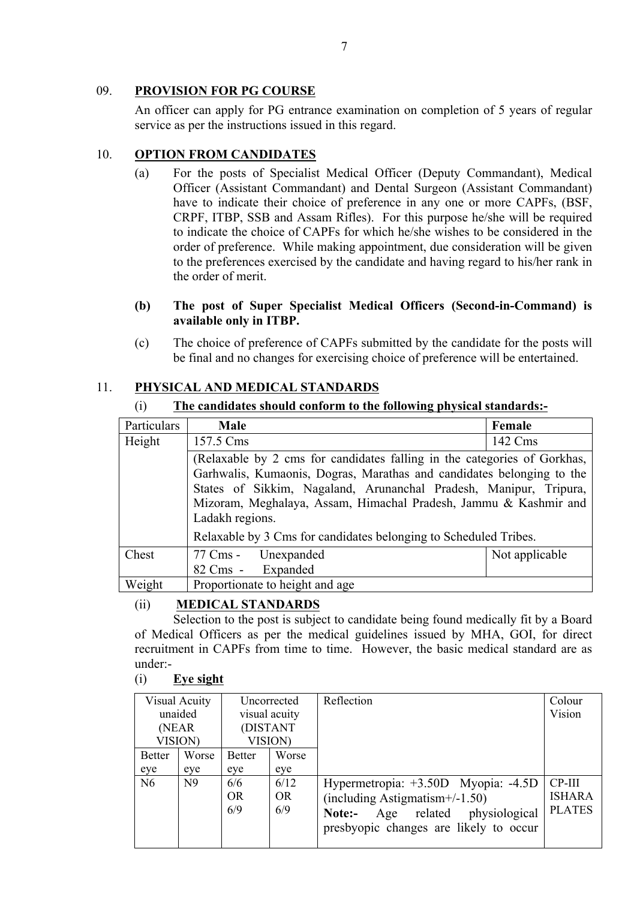## 09. PROVISION FOR PG COURSE

An officer can apply for PG entrance examination on completion of 5 years of regular service as per the instructions issued in this regard.

## 10. OPTION FROM CANDIDATES

(a) For the posts of Specialist Medical Officer (Deputy Commandant), Medical Officer (Assistant Commandant) and Dental Surgeon (Assistant Commandant) have to indicate their choice of preference in any one or more CAPFs, (BSF, CRPF, ITBP, SSB and Assam Rifles). For this purpose he/she will be required to indicate the choice of CAPFs for which he/she wishes to be considered in the order of preference. While making appointment, due consideration will be given to the preferences exercised by the candidate and having regard to his/her rank in the order of merit.

**(b) The post of Super Specialist Medical Officers (Second-in-Command) is available only in ITBP.**

(c) The choice of preference of CAPFs submitted by the candidate for the posts will be final and no changes for exercising choice of preference will be entertained.

## 11. PHYSICAL AND MEDICAL STANDARDS

(i) **The candidates should conform to the following physical standards:-**

| Particulars | Male | Female |
|---|---|---|
| Height | 157.5 Cms | 142 Cms |
| | (Relaxable by 2 cms for candidates falling in the categories of Gorkhas, Garhwalis, Kumaonis, Dogras, Marathas and candidates belonging to the States of Sikkim, Nagaland, Arunanchal Pradesh, Manipur, Tripura, Mizoram, Meghalaya, Assam, Himachal Pradesh, Jammu & Kashmir and Ladakh regions. Relaxable by 3 Cms for candidates belonging to Scheduled Tribes. | |
| Chest | 77 Cms - Unexpanded<br>82 Cms - Expanded | Not applicable |
| Weight | Proportionate to height and age | |

(ii) **MEDICAL STANDARDS**

Selection to the post is subject to candidate being found medically fit by a Board of Medical Officers as per the medical guidelines issued by MHA, GOI, for direct recruitment in CAPFs from time to time. However, the basic medical standard are as under:-

(i) **Eye sight**

| Visual Acuity unaided (NEAR VISION) | | Uncorrected visual acuity (DISTANT VISION) | | Reflection | Colour Vision |
|---|---|---|---|---|---|
| Better eye | Worse eye | Better eye | Worse eye | | |
| N6 | N9 | 6/6 OR 6/9 | 6/12 OR 6/9 | Hypermetropia: +3.50D Myopia: -4.5D (including Astigmatism+/-1.50)<br>**Note:-** Age related physiological presbyopic changes are likely to occur | CP-III ISHARA PLATES |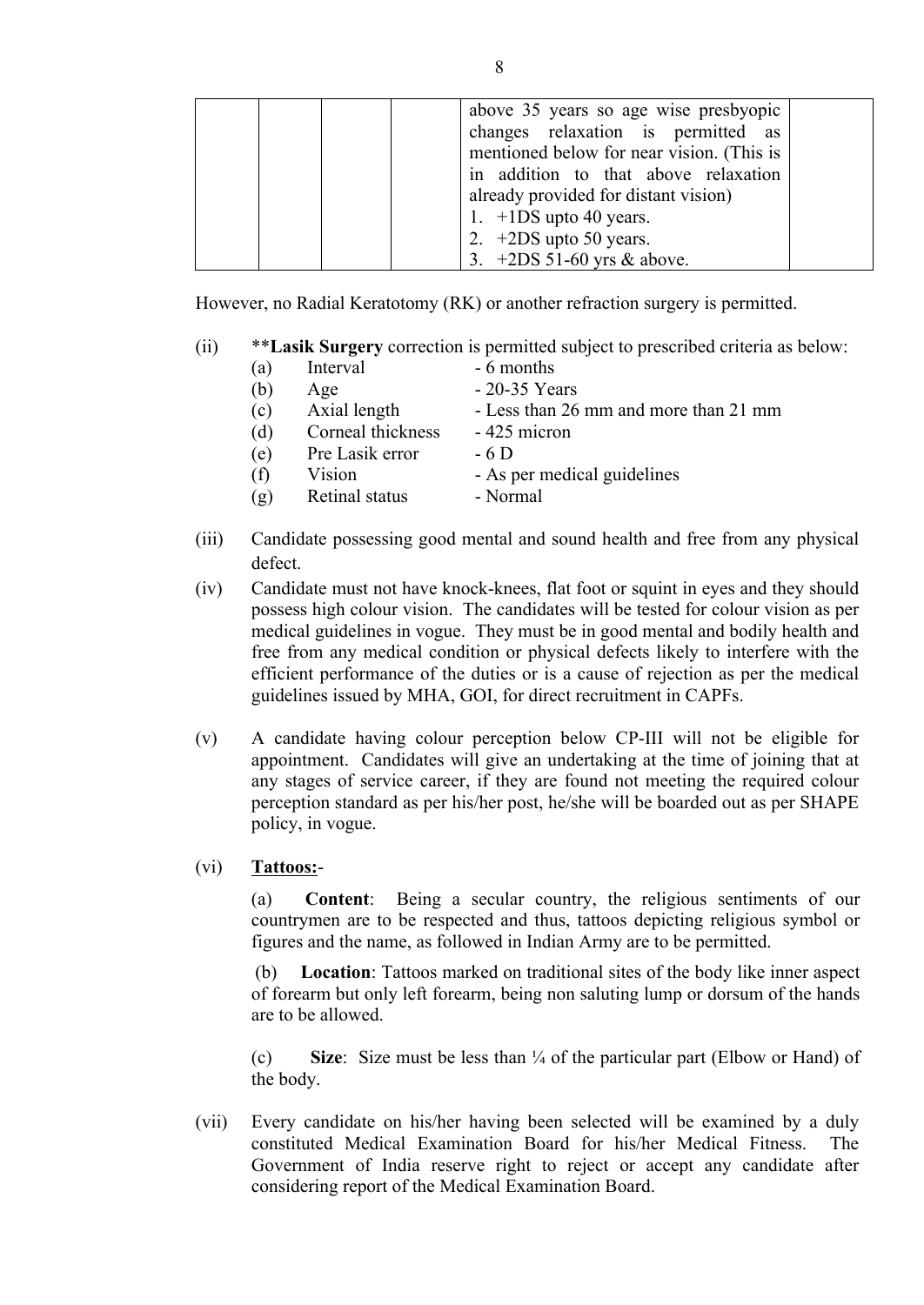| | | | | | |
|---|---|---|---|---|---|
| | | | | above 35 years so age wise presbyopic changes relaxation is permitted as mentioned below for near vision. (This is in addition to that above relaxation already provided for distant vision)<br>1. +1DS upto 40 years.<br>2. +2DS upto 50 years.<br>3. +2DS 51-60 yrs & above. | |

However, no Radial Keratotomy (RK) or another refraction surgery is permitted.

(ii) ****Lasik Surgery** correction is permitted subject to prescribed criteria as below:

- (a) Interval - 6 months
- (b) Age - 20-35 Years
- (c) Axial length - Less than 26 mm and more than 21 mm
- (d) Corneal thickness - 425 micron
- (e) Pre Lasik error - 6 D
- (f) Vision - As per medical guidelines
- (g) Retinal status - Normal

(iii) Candidate possessing good mental and sound health and free from any physical defect.

(iv) Candidate must not have knock-knees, flat foot or squint in eyes and they should possess high colour vision. The candidates will be tested for colour vision as per medical guidelines in vogue. They must be in good mental and bodily health and free from any medical condition or physical defects likely to interfere with the efficient performance of the duties or is a cause of rejection as per the medical guidelines issued by MHA, GOI, for direct recruitment in CAPFs.

(v) A candidate having colour perception below CP-III will not be eligible for appointment. Candidates will give an undertaking at the time of joining that at any stages of service career, if they are found not meeting the required colour perception standard as per his/her post, he/she will be boarded out as per SHAPE policy, in vogue.

(vi) **Tattoos:**-

(a) **Content**: Being a secular country, the religious sentiments of our countrymen are to be respected and thus, tattoos depicting religious symbol or figures and the name, as followed in Indian Army are to be permitted.

(b) **Location**: Tattoos marked on traditional sites of the body like inner aspect of forearm but only left forearm, being non saluting lump or dorsum of the hands are to be allowed.

(c) **Size**: Size must be less than ¼ of the particular part (Elbow or Hand) of the body.

(vii) Every candidate on his/her having been selected will be examined by a duly constituted Medical Examination Board for his/her Medical Fitness. The Government of India reserve right to reject or accept any candidate after considering report of the Medical Examination Board.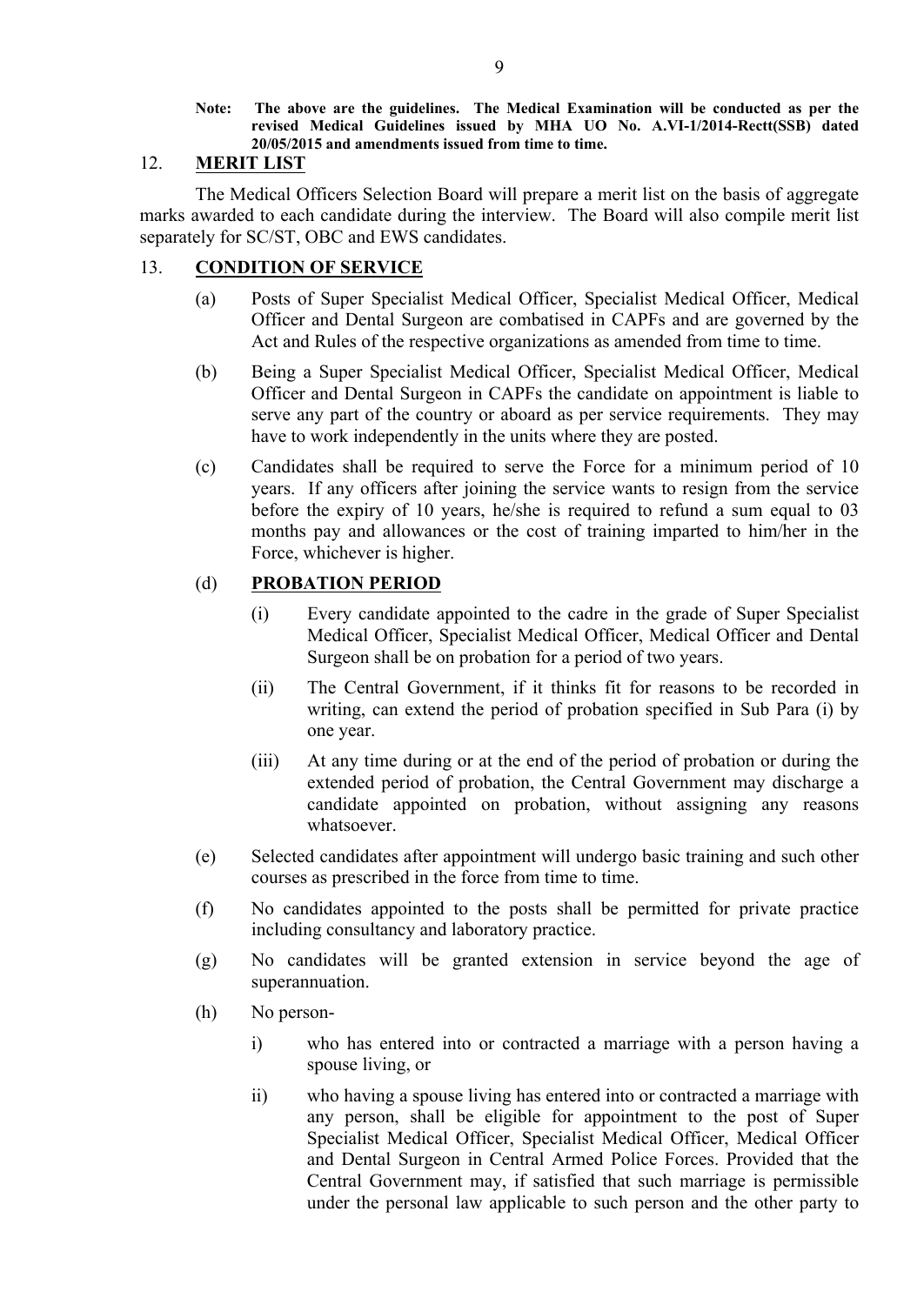**Note: The above are the guidelines. The Medical Examination will be conducted as per the revised Medical Guidelines issued by MHA UO No. A.VI-1/2014-Rectt(SSB) dated 20/05/2015 and amendments issued from time to time.**

## 12. MERIT LIST

The Medical Officers Selection Board will prepare a merit list on the basis of aggregate marks awarded to each candidate during the interview. The Board will also compile merit list separately for SC/ST, OBC and EWS candidates.

## 13. CONDITION OF SERVICE

(a) Posts of Super Specialist Medical Officer, Specialist Medical Officer, Medical Officer and Dental Surgeon are combatised in CAPFs and are governed by the Act and Rules of the respective organizations as amended from time to time.

(b) Being a Super Specialist Medical Officer, Specialist Medical Officer, Medical Officer and Dental Surgeon in CAPFs the candidate on appointment is liable to serve any part of the country or aboard as per service requirements. They may have to work independently in the units where they are posted.

(c) Candidates shall be required to serve the Force for a minimum period of 10 years. If any officers after joining the service wants to resign from the service before the expiry of 10 years, he/she is required to refund a sum equal to 03 months pay and allowances or the cost of training imparted to him/her in the Force, whichever is higher.

(d) **PROBATION PERIOD**

(i) Every candidate appointed to the cadre in the grade of Super Specialist Medical Officer, Specialist Medical Officer, Medical Officer and Dental Surgeon shall be on probation for a period of two years.

(ii) The Central Government, if it thinks fit for reasons to be recorded in writing, can extend the period of probation specified in Sub Para (i) by one year.

(iii) At any time during or at the end of the period of probation or during the extended period of probation, the Central Government may discharge a candidate appointed on probation, without assigning any reasons whatsoever.

(e) Selected candidates after appointment will undergo basic training and such other courses as prescribed in the force from time to time.

(f) No candidates appointed to the posts shall be permitted for private practice including consultancy and laboratory practice.

(g) No candidates will be granted extension in service beyond the age of superannuation.

(h) No person-

i) who has entered into or contracted a marriage with a person having a spouse living, or

ii) who having a spouse living has entered into or contracted a marriage with any person, shall be eligible for appointment to the post of Super Specialist Medical Officer, Specialist Medical Officer, Medical Officer and Dental Surgeon in Central Armed Police Forces. Provided that the Central Government may, if satisfied that such marriage is permissible under the personal law applicable to such person and the other party to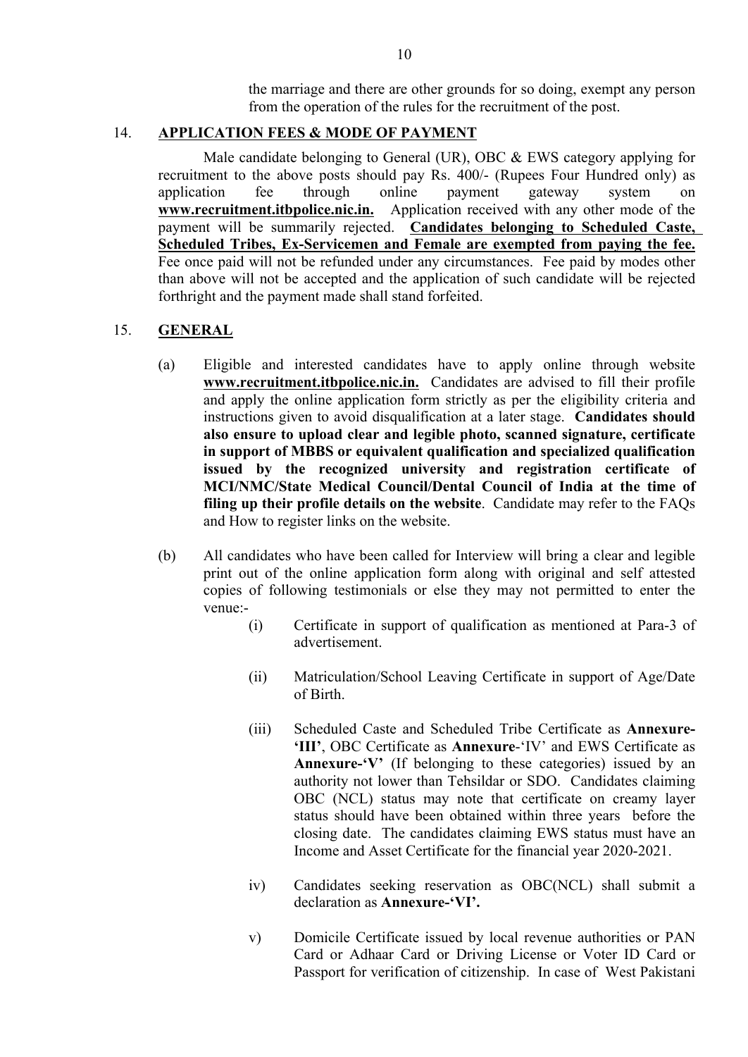the marriage and there are other grounds for so doing, exempt any person from the operation of the rules for the recruitment of the post.

14. **APPLICATION FEES & MODE OF PAYMENT**

Male candidate belonging to General (UR), OBC & EWS category applying for recruitment to the above posts should pay Rs. 400/- (Rupees Four Hundred only) as application fee through online payment gateway system on **www.recruitment.itbpolice.nic.in.** Application received with any other mode of the payment will be summarily rejected. **Candidates belonging to Scheduled Caste, Scheduled Tribes, Ex-Servicemen and Female are exempted from paying the fee.** Fee once paid will not be refunded under any circumstances. Fee paid by modes other than above will not be accepted and the application of such candidate will be rejected forthright and the payment made shall stand forfeited.

15. **GENERAL**

(a) Eligible and interested candidates have to apply online through website **www.recruitment.itbpolice.nic.in.** Candidates are advised to fill their profile and apply the online application form strictly as per the eligibility criteria and instructions given to avoid disqualification at a later stage. **Candidates should also ensure to upload clear and legible photo, scanned signature, certificate in support of MBBS or equivalent qualification and specialized qualification issued by the recognized university and registration certificate of MCI/NMC/State Medical Council/Dental Council of India at the time of filing up their profile details on the website**. Candidate may refer to the FAQs and How to register links on the website.

(b) All candidates who have been called for Interview will bring a clear and legible print out of the online application form along with original and self attested copies of following testimonials or else they may not permitted to enter the venue:-

(i) Certificate in support of qualification as mentioned at Para-3 of advertisement.

(ii) Matriculation/School Leaving Certificate in support of Age/Date of Birth.

(iii) Scheduled Caste and Scheduled Tribe Certificate as **Annexure-'III'**, OBC Certificate as **Annexure**-'IV' and EWS Certificate as **Annexure-'V'** (If belonging to these categories) issued by an authority not lower than Tehsildar or SDO. Candidates claiming OBC (NCL) status may note that certificate on creamy layer status should have been obtained within three years before the closing date. The candidates claiming EWS status must have an Income and Asset Certificate for the financial year 2020-2021.

iv) Candidates seeking reservation as OBC(NCL) shall submit a declaration as **Annexure-'VI'.**

v) Domicile Certificate issued by local revenue authorities or PAN Card or Adhaar Card or Driving License or Voter ID Card or Passport for verification of citizenship. In case of West Pakistani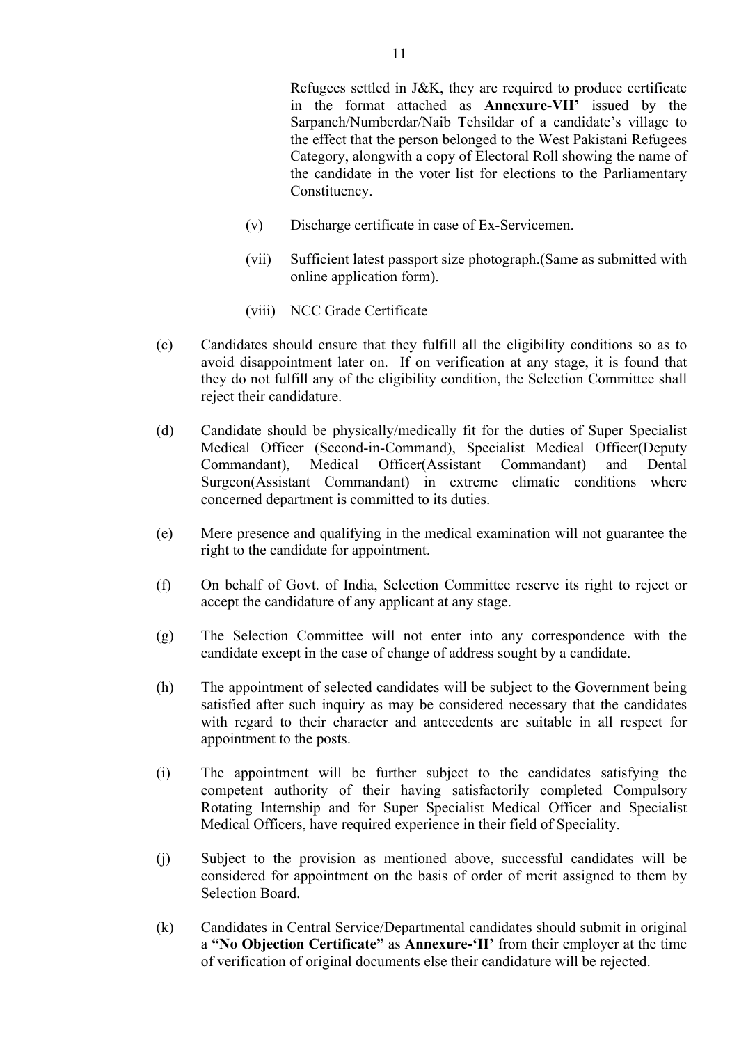Refugees settled in J&K, they are required to produce certificate in the format attached as **Annexure-VII'** issued by the Sarpanch/Numberdar/Naib Tehsildar of a candidate's village to the effect that the person belonged to the West Pakistani Refugees Category, alongwith a copy of Electoral Roll showing the name of the candidate in the voter list for elections to the Parliamentary Constituency.

(v) Discharge certificate in case of Ex-Servicemen.

(vii) Sufficient latest passport size photograph.(Same as submitted with online application form).

(viii) NCC Grade Certificate

(c) Candidates should ensure that they fulfill all the eligibility conditions so as to avoid disappointment later on. If on verification at any stage, it is found that they do not fulfill any of the eligibility condition, the Selection Committee shall reject their candidature.

(d) Candidate should be physically/medically fit for the duties of Super Specialist Medical Officer (Second-in-Command), Specialist Medical Officer(Deputy Commandant), Medical Officer(Assistant Commandant) and Dental Surgeon(Assistant Commandant) in extreme climatic conditions where concerned department is committed to its duties.

(e) Mere presence and qualifying in the medical examination will not guarantee the right to the candidate for appointment.

(f) On behalf of Govt. of India, Selection Committee reserve its right to reject or accept the candidature of any applicant at any stage.

(g) The Selection Committee will not enter into any correspondence with the candidate except in the case of change of address sought by a candidate.

(h) The appointment of selected candidates will be subject to the Government being satisfied after such inquiry as may be considered necessary that the candidates with regard to their character and antecedents are suitable in all respect for appointment to the posts.

(i) The appointment will be further subject to the candidates satisfying the competent authority of their having satisfactorily completed Compulsory Rotating Internship and for Super Specialist Medical Officer and Specialist Medical Officers, have required experience in their field of Speciality.

(j) Subject to the provision as mentioned above, successful candidates will be considered for appointment on the basis of order of merit assigned to them by Selection Board.

(k) Candidates in Central Service/Departmental candidates should submit in original a **"No Objection Certificate"** as **Annexure-'II'** from their employer at the time of verification of original documents else their candidature will be rejected.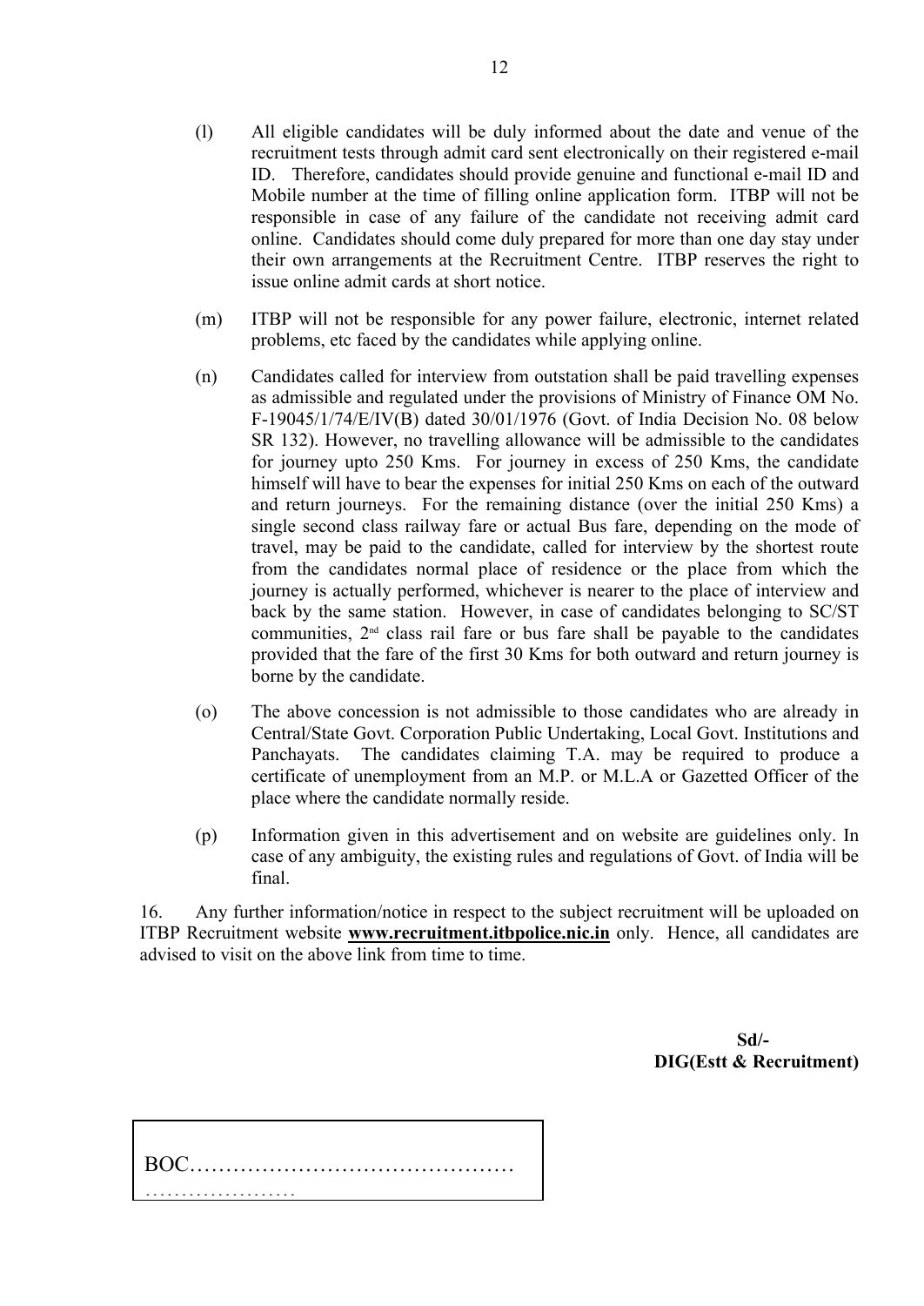(l) All eligible candidates will be duly informed about the date and venue of the recruitment tests through admit card sent electronically on their registered e-mail ID. Therefore, candidates should provide genuine and functional e-mail ID and Mobile number at the time of filling online application form. ITBP will not be responsible in case of any failure of the candidate not receiving admit card online. Candidates should come duly prepared for more than one day stay under their own arrangements at the Recruitment Centre. ITBP reserves the right to issue online admit cards at short notice.

(m) ITBP will not be responsible for any power failure, electronic, internet related problems, etc faced by the candidates while applying online.

(n) Candidates called for interview from outstation shall be paid travelling expenses as admissible and regulated under the provisions of Ministry of Finance OM No. F-19045/1/74/E/IV(B) dated 30/01/1976 (Govt. of India Decision No. 08 below SR 132). However, no travelling allowance will be admissible to the candidates for journey upto 250 Kms. For journey in excess of 250 Kms, the candidate himself will have to bear the expenses for initial 250 Kms on each of the outward and return journeys. For the remaining distance (over the initial 250 Kms) a single second class railway fare or actual Bus fare, depending on the mode of travel, may be paid to the candidate, called for interview by the shortest route from the candidates normal place of residence or the place from which the journey is actually performed, whichever is nearer to the place of interview and back by the same station. However, in case of candidates belonging to SC/ST communities, 2nd class rail fare or bus fare shall be payable to the candidates provided that the fare of the first 30 Kms for both outward and return journey is borne by the candidate.

(o) The above concession is not admissible to those candidates who are already in Central/State Govt. Corporation Public Undertaking, Local Govt. Institutions and Panchayats. The candidates claiming T.A. may be required to produce a certificate of unemployment from an M.P. or M.L.A or Gazetted Officer of the place where the candidate normally reside.

(p) Information given in this advertisement and on website are guidelines only. In case of any ambiguity, the existing rules and regulations of Govt. of India will be final.

16. Any further information/notice in respect to the subject recruitment will be uploaded on ITBP Recruitment website **www.recruitment.itbpolice.nic.in** only. Hence, all candidates are advised to visit on the above link from time to time.

**Sd/-**
**DIG(Estt & Recruitment)**

BOC………………………………………
…………………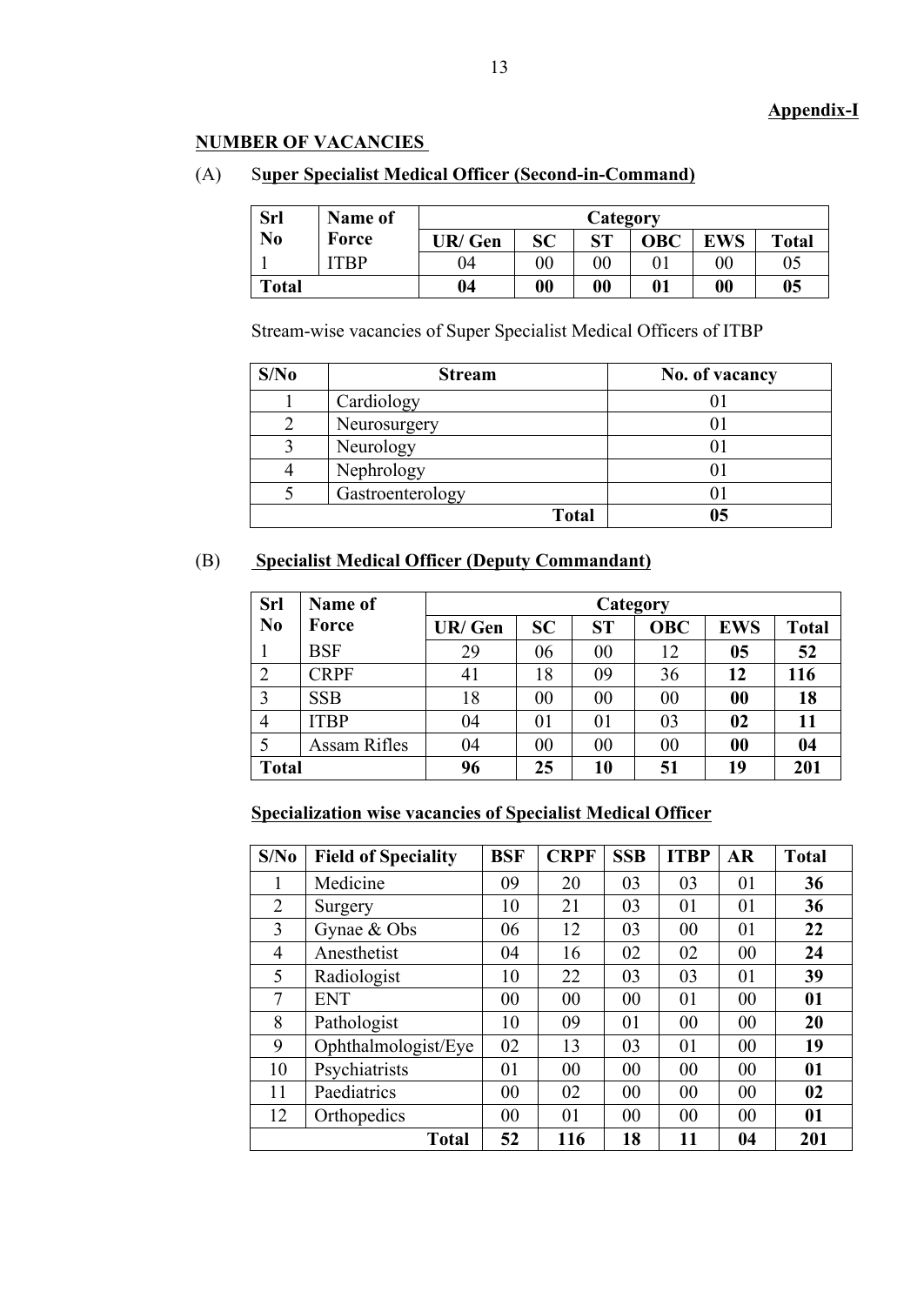**Appendix-I**

**NUMBER OF VACANCIES**

(A) **Super Specialist Medical Officer (Second-in-Command)**

| Srl No | Name of Force | Category | | | | | |
|---|---|---|---|---|---|---|---|
| | | UR/ Gen | SC | ST | OBC | EWS | Total |
| 1 | ITBP | 04 | 00 | 00 | 01 | 00 | 05 |
| **Total** | | **04** | **00** | **00** | **01** | **00** | **05** |

Stream-wise vacancies of Super Specialist Medical Officers of ITBP

| S/No | Stream | No. of vacancy |
|---|---|---|
| 1 | Cardiology | 01 |
| 2 | Neurosurgery | 01 |
| 3 | Neurology | 01 |
| 4 | Nephrology | 01 |
| 5 | Gastroenterology | 01 |
| | **Total** | **05** |

(B) **Specialist Medical Officer (Deputy Commandant)**

| Srl No | Name of Force | Category | | | | | |
|---|---|---|---|---|---|---|---|
| | | UR/ Gen | SC | ST | OBC | EWS | Total |
| 1 | BSF | 29 | 06 | 00 | 12 | **05** | **52** |
| 2 | CRPF | 41 | 18 | 09 | 36 | **12** | **116** |
| 3 | SSB | 18 | 00 | 00 | 00 | **00** | **18** |
| 4 | ITBP | 04 | 01 | 01 | 03 | **02** | **11** |
| 5 | Assam Rifles | 04 | 00 | 00 | 00 | **00** | **04** |
| **Total** | | **96** | **25** | **10** | **51** | **19** | **201** |

**Specialization wise vacancies of Specialist Medical Officer**

| S/No | Field of Speciality | BSF | CRPF | SSB | ITBP | AR | Total |
|---|---|---|---|---|---|---|---|
| 1 | Medicine | 09 | 20 | 03 | 03 | 01 | **36** |
| 2 | Surgery | 10 | 21 | 03 | 01 | 01 | **36** |
| 3 | Gynae & Obs | 06 | 12 | 03 | 00 | 01 | **22** |
| 4 | Anesthetist | 04 | 16 | 02 | 02 | 00 | **24** |
| 5 | Radiologist | 10 | 22 | 03 | 03 | 01 | **39** |
| 7 | ENT | 00 | 00 | 00 | 01 | 00 | **01** |
| 8 | Pathologist | 10 | 09 | 01 | 00 | 00 | **20** |
| 9 | Ophthalmologist/Eye | 02 | 13 | 03 | 01 | 00 | **19** |
| 10 | Psychiatrists | 01 | 00 | 00 | 00 | 00 | **01** |
| 11 | Paediatrics | 00 | 02 | 00 | 00 | 00 | **02** |
| 12 | Orthopedics | 00 | 01 | 00 | 00 | 00 | **01** |
| | **Total** | **52** | **116** | **18** | **11** | **04** | **201** |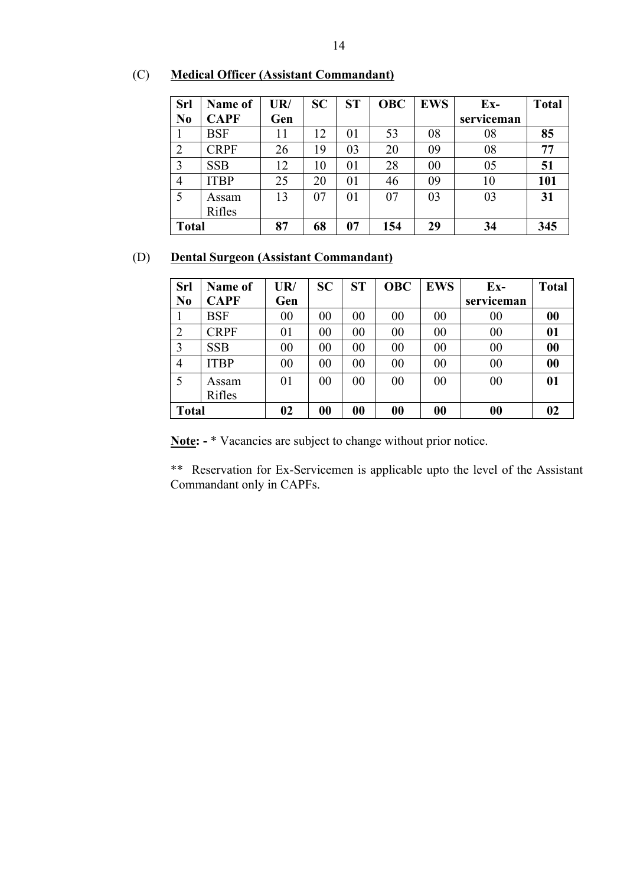(C) **<u>Medical Officer (Assistant Commandant)</u>**

| Srl No | Name of CAPF | UR/ Gen | SC | ST | OBC | EWS | Ex-serviceman | Total |
|---|---|---|---|---|---|---|---|---|
| 1 | BSF | 11 | 12 | 01 | 53 | 08 | 08 | **85** |
| 2 | CRPF | 26 | 19 | 03 | 20 | 09 | 08 | **77** |
| 3 | SSB | 12 | 10 | 01 | 28 | 00 | 05 | **51** |
| 4 | ITBP | 25 | 20 | 01 | 46 | 09 | 10 | **101** |
| 5 | Assam Rifles | 13 | 07 | 01 | 07 | 03 | 03 | **31** |
| **Total** | | **87** | **68** | **07** | **154** | **29** | **34** | **345** |

(D) **<u>Dental Surgeon (Assistant Commandant)</u>**

| Srl No | Name of CAPF | UR/ Gen | SC | ST | OBC | EWS | Ex-serviceman | Total |
|---|---|---|---|---|---|---|---|---|
| 1 | BSF | 00 | 00 | 00 | 00 | 00 | 00 | **00** |
| 2 | CRPF | 01 | 00 | 00 | 00 | 00 | 00 | **01** |
| 3 | SSB | 00 | 00 | 00 | 00 | 00 | 00 | **00** |
| 4 | ITBP | 00 | 00 | 00 | 00 | 00 | 00 | **00** |
| 5 | Assam Rifles | 01 | 00 | 00 | 00 | 00 | 00 | **01** |
| **Total** | | **02** | **00** | **00** | **00** | **00** | **00** | **02** |

**<u>Note</u>: -** * Vacancies are subject to change without prior notice.

** Reservation for Ex-Servicemen is applicable upto the level of the Assistant Commandant only in CAPFs.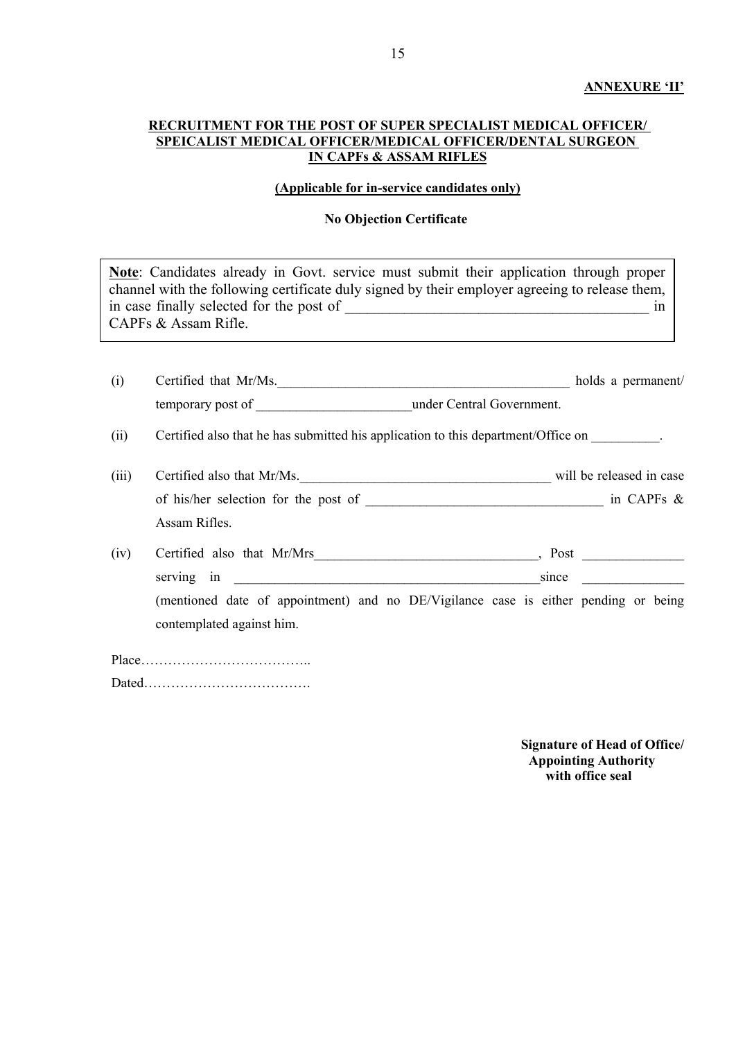**ANNEXURE 'II'**

**RECRUITMENT FOR THE POST OF SUPER SPECIALIST MEDICAL OFFICER/ SPEICALIST MEDICAL OFFICER/MEDICAL OFFICER/DENTAL SURGEON IN CAPFs & ASSAM RIFLES**

**(Applicable for in-service candidates only)**

**No Objection Certificate**

> **Note**: Candidates already in Govt. service must submit their application through proper channel with the following certificate duly signed by their employer agreeing to release them, in case finally selected for the post of ________________________________________ in CAPFs & Assam Rifle.

(i) Certified that Mr/Ms.__________________________________________ holds a permanent/ temporary post of ______________________under Central Government.

(ii) Certified also that he has submitted his application to this department/Office on __________.

(iii) Certified also that Mr/Ms.____________________________________ will be released in case of his/her selection for the post of __________________________________ in CAPFs & Assam Rifles.

(iv) Certified also that Mr/Mrs________________________________, Post _______________ serving in _____________________________________________since _______________ (mentioned date of appointment) and no DE/Vigilance case is either pending or being contemplated against him.

Place………………………………..

Dated……………………………….

**Signature of Head of Office/ Appointing Authority with office seal**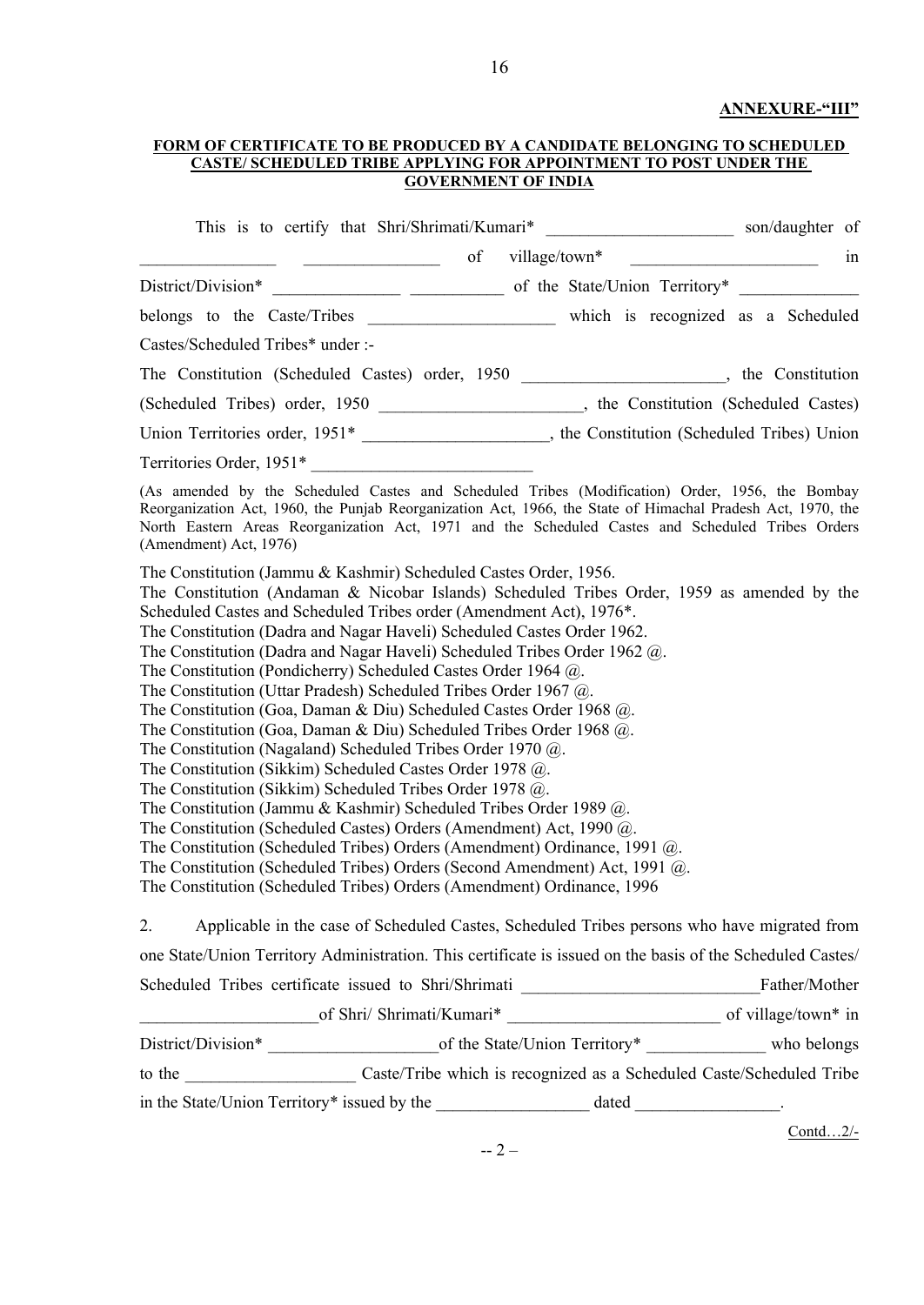**ANNEXURE-"III"**

**FORM OF CERTIFICATE TO BE PRODUCED BY A CANDIDATE BELONGING TO SCHEDULED CASTE/ SCHEDULED TRIBE APPLYING FOR APPOINTMENT TO POST UNDER THE GOVERNMENT OF INDIA**

This is to certify that Shri/Shrimati/Kumari* ______________________ son/daughter of ________________ ________________ of village/town* ______________________ in District/Division* _______________ ___________ of the State/Union Territory* ______________ belongs to the Caste/Tribes ______________________ which is recognized as a Scheduled Castes/Scheduled Tribes* under :-

The Constitution (Scheduled Castes) order, 1950 ________________________, the Constitution (Scheduled Tribes) order, 1950 ________________________, the Constitution (Scheduled Castes) Union Territories order, 1951* ______________________, the Constitution (Scheduled Tribes) Union Territories Order, 1951* __________________________

(As amended by the Scheduled Castes and Scheduled Tribes (Modification) Order, 1956, the Bombay Reorganization Act, 1960, the Punjab Reorganization Act, 1966, the State of Himachal Pradesh Act, 1970, the North Eastern Areas Reorganization Act, 1971 and the Scheduled Castes and Scheduled Tribes Orders (Amendment) Act, 1976)

The Constitution (Jammu & Kashmir) Scheduled Castes Order, 1956.
The Constitution (Andaman & Nicobar Islands) Scheduled Tribes Order, 1959 as amended by the Scheduled Castes and Scheduled Tribes order (Amendment Act), 1976*.
The Constitution (Dadra and Nagar Haveli) Scheduled Castes Order 1962.
The Constitution (Dadra and Nagar Haveli) Scheduled Tribes Order 1962 @.
The Constitution (Pondicherry) Scheduled Castes Order 1964 @.
The Constitution (Uttar Pradesh) Scheduled Tribes Order 1967 @.
The Constitution (Goa, Daman & Diu) Scheduled Castes Order 1968 @.
The Constitution (Goa, Daman & Diu) Scheduled Tribes Order 1968 @.
The Constitution (Nagaland) Scheduled Tribes Order 1970 @.
The Constitution (Sikkim) Scheduled Castes Order 1978 @.
The Constitution (Sikkim) Scheduled Tribes Order 1978 @.
The Constitution (Jammu & Kashmir) Scheduled Tribes Order 1989 @.
The Constitution (Scheduled Castes) Orders (Amendment) Act, 1990 @.
The Constitution (Scheduled Tribes) Orders (Amendment) Ordinance, 1991 @.
The Constitution (Scheduled Tribes) Orders (Second Amendment) Act, 1991 @.
The Constitution (Scheduled Tribes) Orders (Amendment) Ordinance, 1996

2. Applicable in the case of Scheduled Castes, Scheduled Tribes persons who have migrated from one State/Union Territory Administration. This certificate is issued on the basis of the Scheduled Castes/ Scheduled Tribes certificate issued to Shri/Shrimati ____________________________Father/Mother _____________________of Shri/ Shrimati/Kumari* _________________________ of village/town* in District/Division* ____________________of the State/Union Territory* ______________ who belongs to the ____________________ Caste/Tribe which is recognized as a Scheduled Caste/Scheduled Tribe in the State/Union Territory* issued by the __________________ dated _________________.

Contd…2/-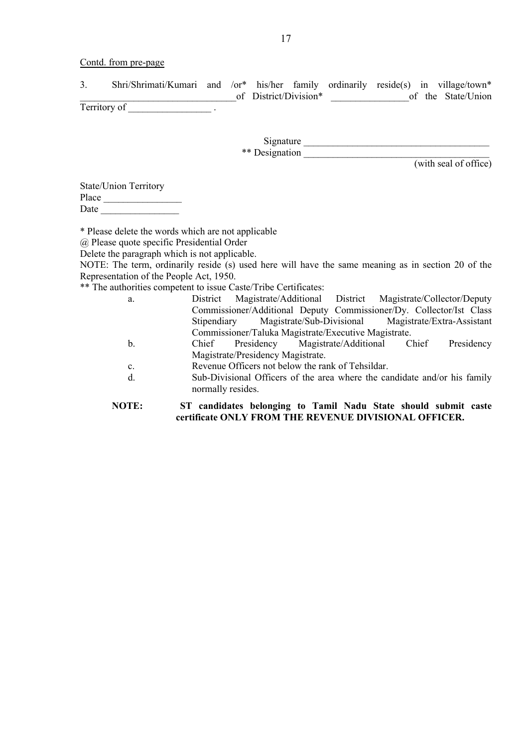Contd. from pre-page

3. Shri/Shrimati/Kumari and /or* his/her family ordinarily reside(s) in village/town* ______________________________ of District/Division* ________________ of the State/Union Territory of _________________ .

Signature ______________________________________

** Designation ______________________________________

(with seal of office)

State/Union Territory

Place ________________

Date ________________

* Please delete the words which are not applicable

@ Please quote specific Presidential Order

Delete the paragraph which is not applicable.

NOTE: The term, ordinarily reside (s) used here will have the same meaning as in section 20 of the Representation of the People Act, 1950.

** The authorities competent to issue Caste/Tribe Certificates:

a. District Magistrate/Additional District Magistrate/Collector/Deputy Commissioner/Additional Deputy Commissioner/Dy. Collector/Ist Class Stipendiary Magistrate/Sub-Divisional Magistrate/Extra-Assistant Commissioner/Taluka Magistrate/Executive Magistrate.

b. Chief Presidency Magistrate/Additional Chief Presidency Magistrate/Presidency Magistrate.

c. Revenue Officers not below the rank of Tehsildar.

d. Sub-Divisional Officers of the area where the candidate and/or his family normally resides.

**NOTE: ST candidates belonging to Tamil Nadu State should submit caste certificate ONLY FROM THE REVENUE DIVISIONAL OFFICER.**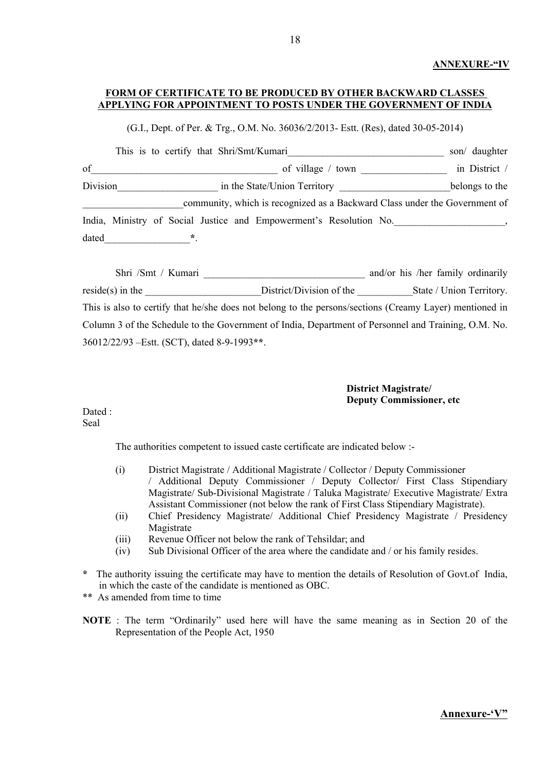**ANNEXURE-"IV**

**FORM OF CERTIFICATE TO BE PRODUCED BY OTHER BACKWARD CLASSES APPLYING FOR APPOINTMENT TO POSTS UNDER THE GOVERNMENT OF INDIA**

(G.I., Dept. of Per. & Trg., O.M. No. 36036/2/2013- Estt. (Res), dated 30-05-2014)

This is to certify that Shri/Smt/Kumari______________________________ son/ daughter of____________________________________ of village / town ________________ in District / Division___________________ in the State/Union Territory _____________________belongs to the ___________________community, which is recognized as a Backward Class under the Government of India, Ministry of Social Justice and Empowerment's Resolution No._____________________, dated_________________**\***.

Shri /Smt / Kumari _______________________________ and/or his /her family ordinarily reside(s) in the ______________________District/Division of the ___________State / Union Territory. This is also to certify that he/she does not belong to the persons/sections (Creamy Layer) mentioned in Column 3 of the Schedule to the Government of India, Department of Personnel and Training, O.M. No. 36012/22/93 –Estt. (SCT), dated 8-9-1993**\*\***.

**District Magistrate/**
**Deputy Commissioner, etc**

Dated :
Seal

The authorities competent to issued caste certificate are indicated below :-

(i) District Magistrate / Additional Magistrate / Collector / Deputy Commissioner / Additional Deputy Commissioner / Deputy Collector/ First Class Stipendiary Magistrate/ Sub-Divisional Magistrate / Taluka Magistrate/ Executive Magistrate/ Extra Assistant Commissioner (not below the rank of First Class Stipendiary Magistrate).
(ii) Chief Presidency Magistrate/ Additional Chief Presidency Magistrate / Presidency Magistrate
(iii) Revenue Officer not below the rank of Tehsildar; and
(iv) Sub Divisional Officer of the area where the candidate and / or his family resides.

**\*** The authority issuing the certificate may have to mention the details of Resolution of Govt.of India, in which the caste of the candidate is mentioned as OBC.

\*\* As amended from time to time

**NOTE** : The term "Ordinarily" used here will have the same meaning as in Section 20 of the Representation of the People Act, 1950

**Annexure-'V"**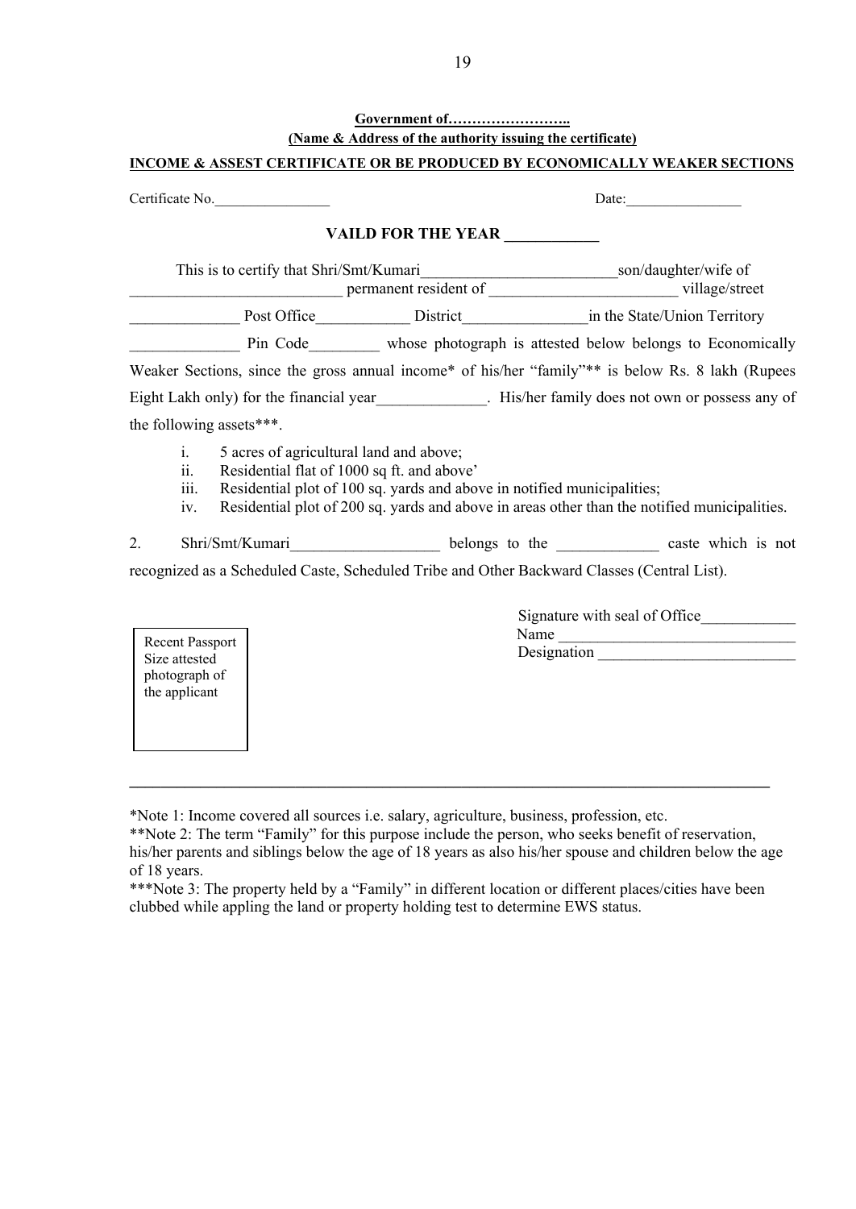**Government of……………………..**

**(Name & Address of the authority issuing the certificate)**

**INCOME & ASSEST CERTIFICATE OR BE PRODUCED BY ECONOMICALLY WEAKER SECTIONS**

Certificate No.________________ Date:________________

**VAILD FOR THE YEAR ____________**

This is to certify that Shri/Smt/Kumari_________________________son/daughter/wife of ___________________________ permanent resident of ________________________ village/street ______________ Post Office____________ District________________in the State/Union Territory ______________ Pin Code_________ whose photograph is attested below belongs to Economically Weaker Sections, since the gross annual income* of his/her "family"** is below Rs. 8 lakh (Rupees Eight Lakh only) for the financial year______________. His/her family does not own or possess any of the following assets***.

i. 5 acres of agricultural land and above;
ii. Residential flat of 1000 sq ft. and above'
iii. Residential plot of 100 sq. yards and above in notified municipalities;
iv. Residential plot of 200 sq. yards and above in areas other than the notified municipalities.

2. Shri/Smt/Kumari___________________ belongs to the _____________ caste which is not recognized as a Scheduled Caste, Scheduled Tribe and Other Backward Classes (Central List).

Recent Passport Size attested photograph of the applicant

Signature with seal of Office____________
Name ______________________________
Designation _________________________

---

*Note 1: Income covered all sources i.e. salary, agriculture, business, profession, etc.

**Note 2: The term "Family" for this purpose include the person, who seeks benefit of reservation, his/her parents and siblings below the age of 18 years as also his/her spouse and children below the age of 18 years.

***Note 3: The property held by a "Family" in different location or different places/cities have been clubbed while appling the land or property holding test to determine EWS status.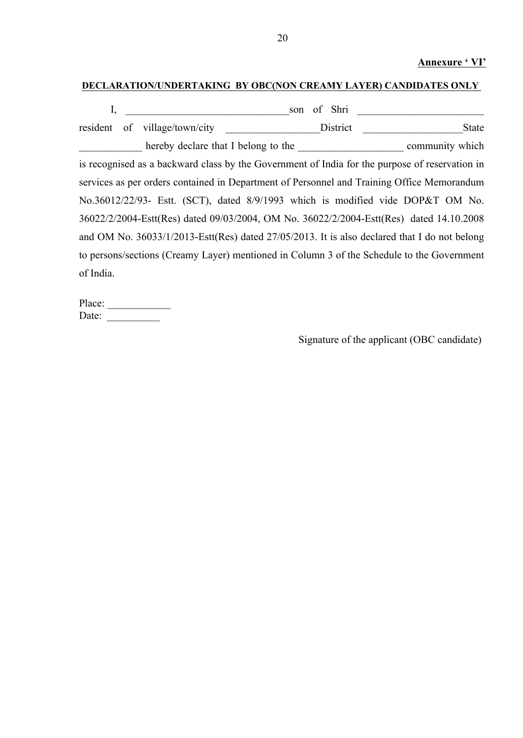**Annexure ' VI'**

**DECLARATION/UNDERTAKING BY OBC(NON CREAMY LAYER) CANDIDATES ONLY**

I, ______________________________son of Shri _______________________ resident of village/town/city _________________District __________________State ____________ hereby declare that I belong to the ___________________ community which is recognised as a backward class by the Government of India for the purpose of reservation in services as per orders contained in Department of Personnel and Training Office Memorandum No.36012/22/93- Estt. (SCT), dated 8/9/1993 which is modified vide DOP&T OM No. 36022/2/2004-Estt(Res) dated 09/03/2004, OM No. 36022/2/2004-Estt(Res) dated 14.10.2008 and OM No. 36033/1/2013-Estt(Res) dated 27/05/2013. It is also declared that I do not belong to persons/sections (Creamy Layer) mentioned in Column 3 of the Schedule to the Government of India.

Place: ____________

Date: __________

Signature of the applicant (OBC candidate)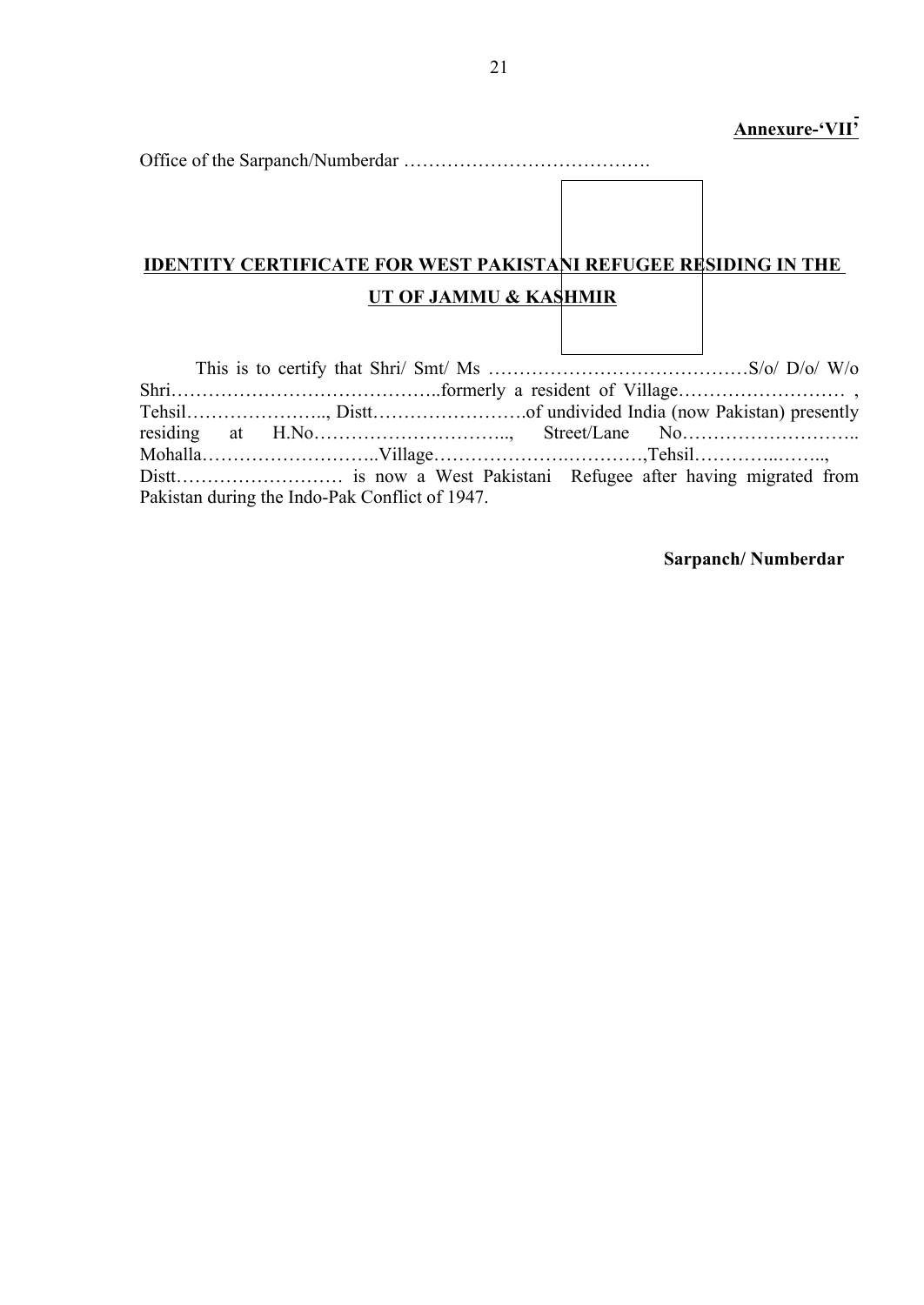**Annexure-'VII'**

Office of the Sarpanch/Numberdar ………………………………….

**IDENTITY CERTIFICATE FOR WEST PAKISTANI REFUGEE RESIDING IN THE UT OF JAMMU & KASHMIR**

This is to certify that Shri/ Smt/ Ms ……………………………………S/o/ D/o/ W/o Shri……………………………………..formerly a resident of Village……………………… , Tehsil………………….., Distt…………………….of undivided India (now Pakistan) presently residing at H.No………………………….., Street/Lane No……………………….. Mohalla………………………..Village…………………….…………,Tehsil…………..…….., Distt……………………… is now a West Pakistani Refugee after having migrated from Pakistan during the Indo-Pak Conflict of 1947.

**Sarpanch/ Numberdar**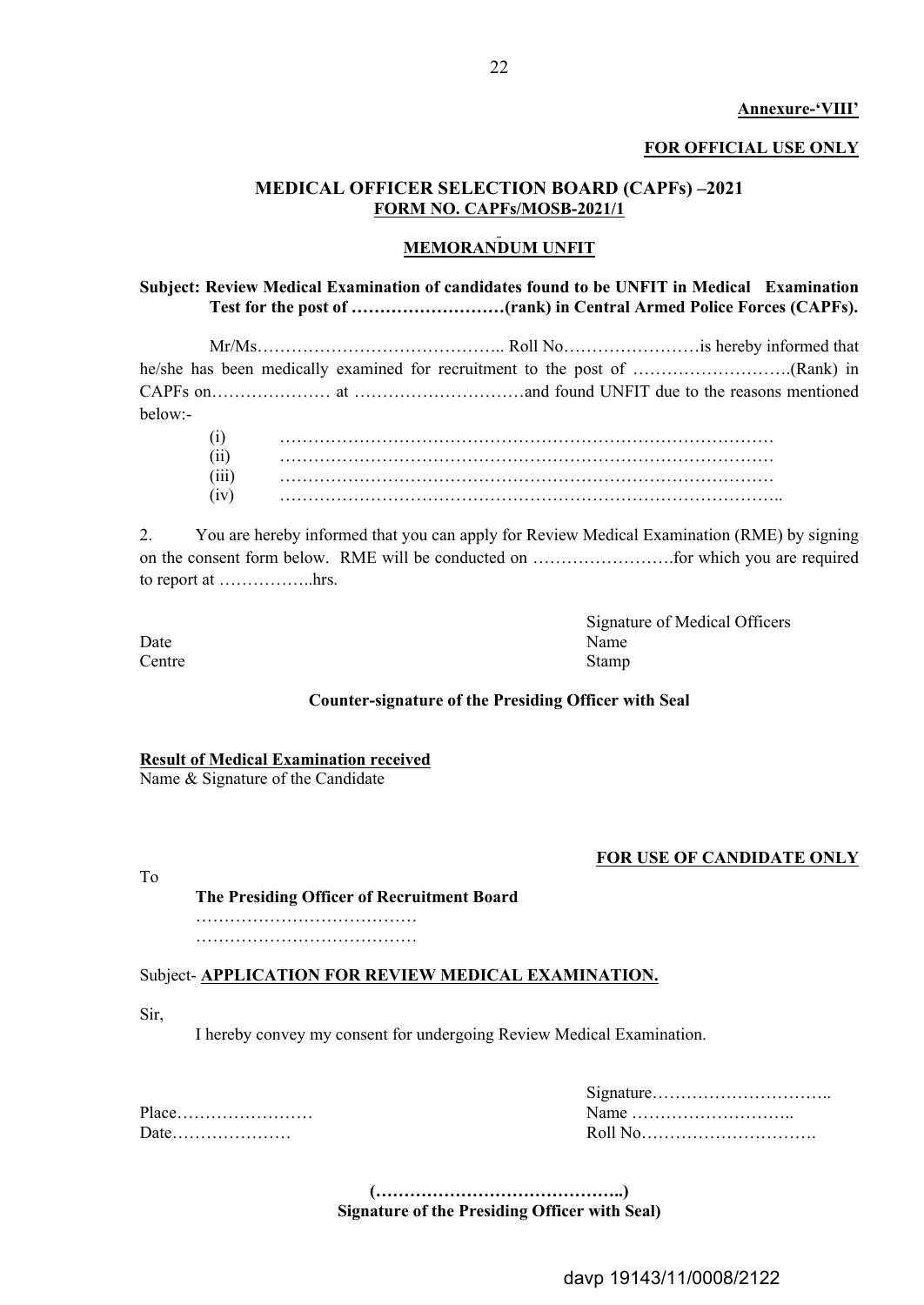**Annexure-'VIII'**

**FOR OFFICIAL USE ONLY**

## MEDICAL OFFICER SELECTION BOARD (CAPFs) –2021

**FORM NO. CAPFs/MOSB-2021/1**

### MEMORANDUM UNFIT

**Subject: Review Medical Examination of candidates found to be UNFIT in Medical Examination Test for the post of ………………………(rank) in Central Armed Police Forces (CAPFs).**

Mr/Ms…………………………………….. Roll No……………………is hereby informed that he/she has been medically examined for recruitment to the post of ……………………….(Rank) in CAPFs on………………… at …………………………and found UNFIT due to the reasons mentioned below:-

(i) ……………………………………………………………………………

(ii) ……………………………………………………………………………

(iii) ……………………………………………………………………………

(iv) ……………………………………………………………………………..

2. You are hereby informed that you can apply for Review Medical Examination (RME) by signing on the consent form below. RME will be conducted on …………………….for which you are required to report at ……………..hrs.

Signature of Medical Officers

Date
Name

Centre
Stamp

**Counter-signature of the Presiding Officer with Seal**

**Result of Medical Examination received**

Name & Signature of the Candidate

**FOR USE OF CANDIDATE ONLY**

To

**The Presiding Officer of Recruitment Board**

…………………………………

…………………………………

Subject- **APPLICATION FOR REVIEW MEDICAL EXAMINATION.**

Sir,

I hereby convey my consent for undergoing Review Medical Examination.

Signature…………………………..

Place…………………… Name ………………………..

Date………………… Roll No………………………….

**(……………………………………..)**

**Signature of the Presiding Officer with Seal)**

davp 19143/11/0008/2122